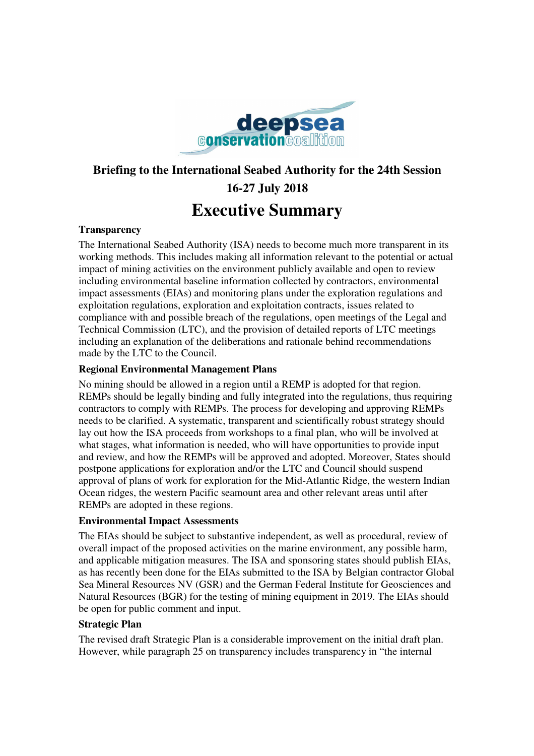# Briefing to the International Seabed Authority for the 24th Session

## 16-27 July 2018

# Executive Summary

### Transparency

The International Seabed Authority (ISA) needs to become much more transparent in its working methods. This includes making all information relevant to the potential or actual impact of mining activities on the environment publicly available and open to review including environmental baseline information collected by contractors, environmental impact assessments (EIAs) and monitoring plans under the exploration regulations and exploitation regulations, exploration and exploitation contracts, issues related to compliance with and possible breach of the regulations, open meetings of the Legal and Technical Commission (LTC), and the provision of detailed reports of LTC meetings including an explanation of the deliberations and rationale behind recommendations made by the LTC to the Council.

### Regional Environmental Management Plans

No mining should be allowed in a region until a REMP is adopted for that region. REMPs should be legally binding and fully integrated into the regulations, thus requiring contractors to comply with REMPs. The process for developing and approving REMPs needs to be clarified. A systematic, transparent and scientifically robust strategy should lay out how the ISA proceeds from workshops to a final plan, who will be involved at what stages, what information is needed, who will have opportunities to provide input and review, and how the REMPs will be approved and adopted. Moreover, States should postpone applications for exploration and/or the LTC and Council should suspend approval of plans of work for exploration for the Mid-Atlantic Ridge, the western Indian Ocean ridges, the western Pacific seamount area and other relevant areas until after REMPs are adopted in these regions.

### Environmental Impact Assessments

The EIAs should be subject to substantive independent, as well as procedural, review of overall impact of the proposed activities on the marine environment, any possible harm, and applicable mitigation measures. The ISA and sponsoring states should publish EIAs, as has recently been done for the EIAs submitted to the ISA by Belgian contractor Global Sea Mineral Resources NV (GSR) and the German Federal Institute for Geosciences and Natural Resources (BGR) for the testing of mining equipment in 2019. The EIAs should be open for public comment and input.

### Strategic Plan

The revised draft Strategic Plan is a considerable improvement on the initial draft plan. However, while paragraph 25 on transparency includes transparency in "the internal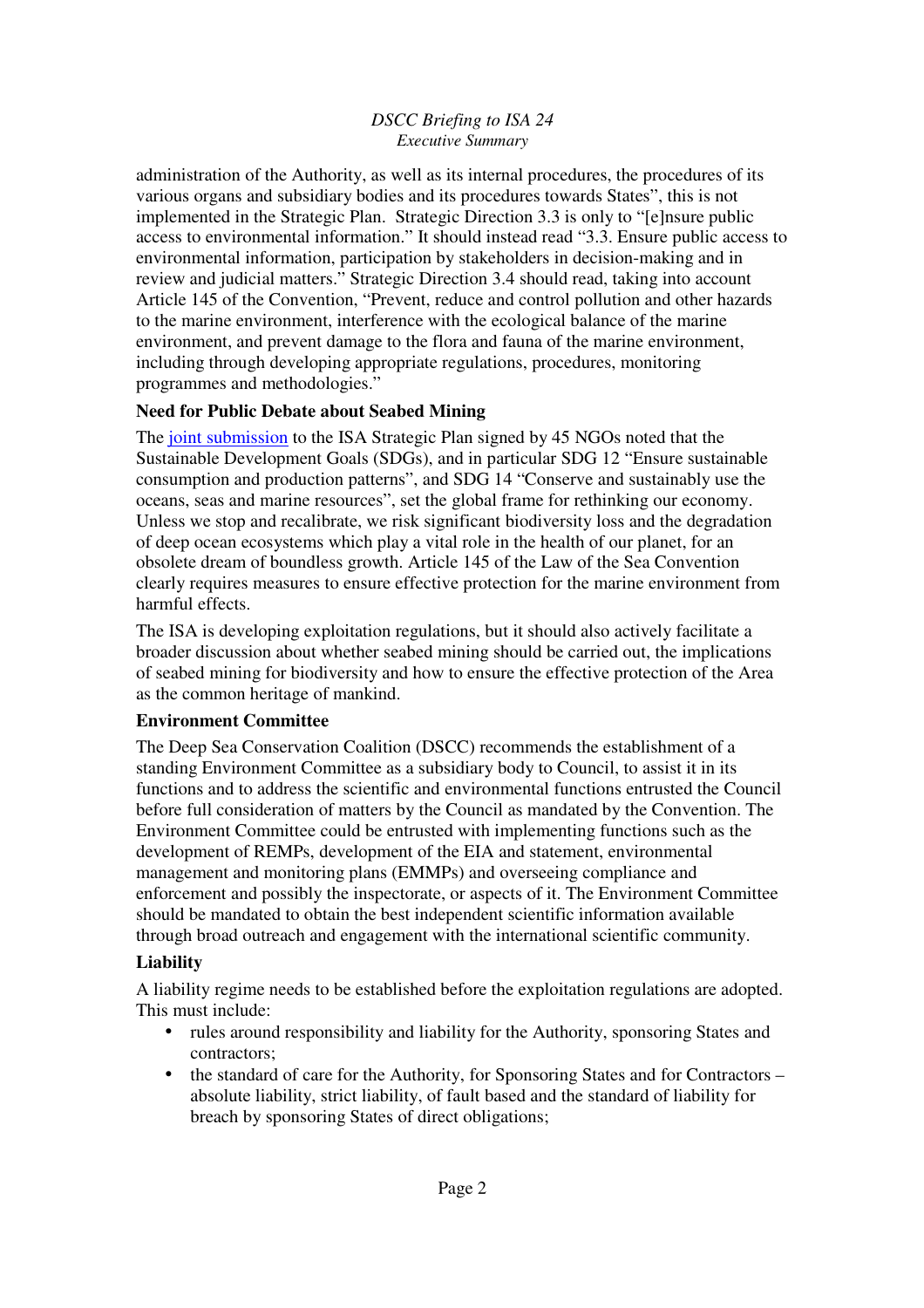administration of the Authority, as well as its internal procedures, the procedures of its various organs and subsidiary bodies and its procedures towards States", this is not implemented in the Strategic Plan. Strategic Direction 3.3 is only to "[e]nsure public access to environmental information." It should instead read "3.3. Ensure public access to environmental information, participation by stakeholders in decision-making and in review and judicial matters." Strategic Direction 3.4 should read, taking into account Article 145 of the Convention, "Prevent, reduce and control pollution and other hazards to the marine environment, interference with the ecological balance of the marine environment, and prevent damage to the flora and fauna of the marine environment, including through developing appropriate regulations, procedures, monitoring programmes and methodologies."

**Need for Public Debate about Seabed Mining**

The joint submission to the ISA Strategic Plan signed by 45 NGOs noted that the Sustainable Development Goals (SDGs), and in particular SDG 12 "Ensure sustainable consumption and production patterns", and SDG 14 "Conserve and sustainably use the oceans, seas and marine resources", set the global frame for rethinking our economy. Unless we stop and recalibrate, we risk significant biodiversity loss and the degradation of deep ocean ecosystems which play a vital role in the health of our planet, for an obsolete dream of boundless growth. Article 145 of the Law of the Sea Convention clearly requires measures to ensure effective protection for the marine environment from harmful effects.

The ISA is developing exploitation regulations, but it should also actively facilitate a broader discussion about whether seabed mining should be carried out, the implications of seabed mining for biodiversity and how to ensure the effective protection of the Area as the common heritage of mankind.

**Environment Committee**

The Deep Sea Conservation Coalition (DSCC) recommends the establishment of a standing Environment Committee as a subsidiary body to Council, to assist it in its functions and to address the scientific and environmental functions entrusted the Council before full consideration of matters by the Council as mandated by the Convention. The Environment Committee could be entrusted with implementing functions such as the development of REMPs, development of the EIA and statement, environmental management and monitoring plans (EMMPs) and overseeing compliance and enforcement and possibly the inspectorate, or aspects of it. The Environment Committee should be mandated to obtain the best independent scientific information available through broad outreach and engagement with the international scientific community.

**Liability**

A liability regime needs to be established before the exploitation regulations are adopted. This must include:

- rules around responsibility and liability for the Authority, sponsoring States and contractors;
- the standard of care for the Authority, for Sponsoring States and for Contractors – absolute liability, strict liability, of fault based and the standard of liability for breach by sponsoring States of direct obligations;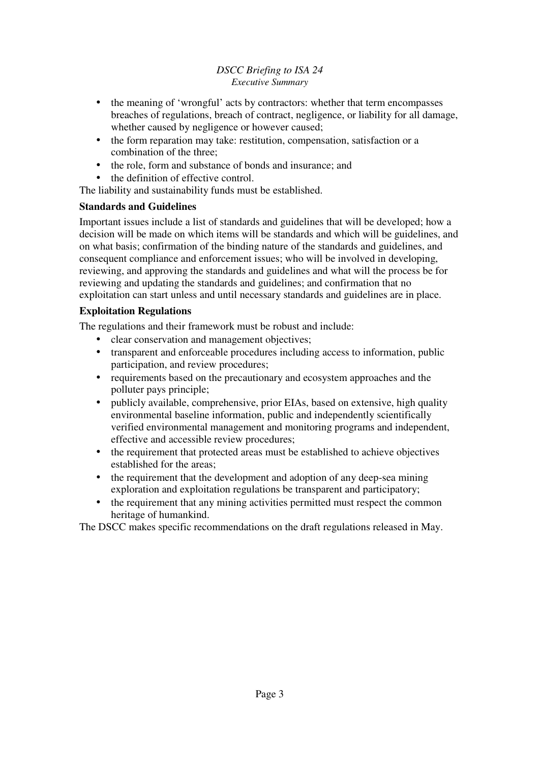- the meaning of 'wrongful' acts by contractors: whether that term encompasses breaches of regulations, breach of contract, negligence, or liability for all damage, whether caused by negligence or however caused;
- the form reparation may take: restitution, compensation, satisfaction or a combination of the three;
- the role, form and substance of bonds and insurance; and
- the definition of effective control.

The liability and sustainability funds must be established.

**Standards and Guidelines**

Important issues include a list of standards and guidelines that will be developed; how a decision will be made on which items will be standards and which will be guidelines, and on what basis; confirmation of the binding nature of the standards and guidelines, and consequent compliance and enforcement issues; who will be involved in developing, reviewing, and approving the standards and guidelines and what will the process be for reviewing and updating the standards and guidelines; and confirmation that no exploitation can start unless and until necessary standards and guidelines are in place.

**Exploitation Regulations**

The regulations and their framework must be robust and include:

- clear conservation and management objectives;
- transparent and enforceable procedures including access to information, public participation, and review procedures;
- requirements based on the precautionary and ecosystem approaches and the polluter pays principle;
- publicly available, comprehensive, prior EIAs, based on extensive, high quality environmental baseline information, public and independently scientifically verified environmental management and monitoring programs and independent, effective and accessible review procedures;
- the requirement that protected areas must be established to achieve objectives established for the areas;
- the requirement that the development and adoption of any deep-sea mining exploration and exploitation regulations be transparent and participatory;
- the requirement that any mining activities permitted must respect the common heritage of humankind.

The DSCC makes specific recommendations on the draft regulations released in May.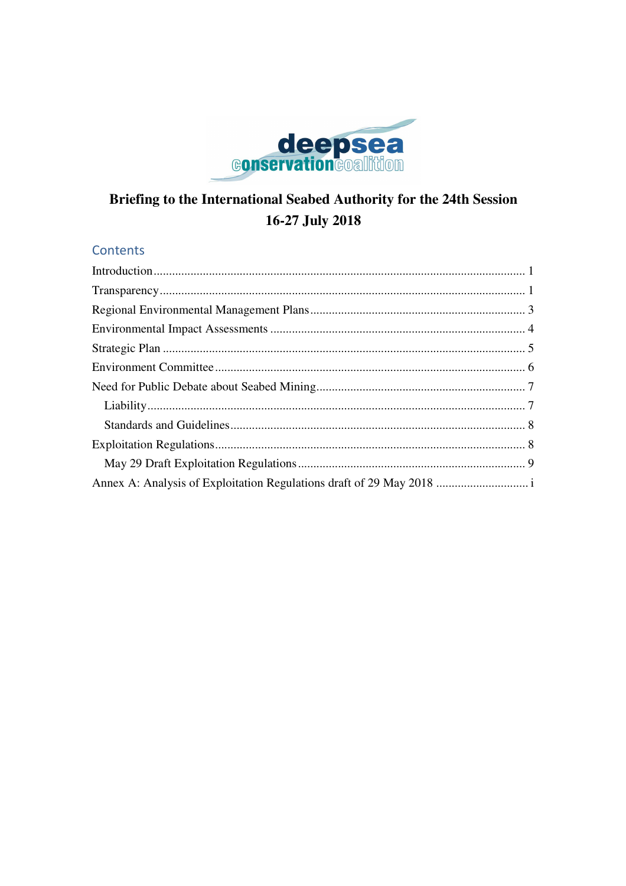deepsea conservation coalition

# Briefing to the International Seabed Authority for the 24th Session 16-27 July 2018

## Contents

Introduction ........ 1
Transparency ........ 1
Regional Environmental Management Plans ........ 3
Environmental Impact Assessments ........ 4
Strategic Plan ........ 5
Environment Committee ........ 6
Need for Public Debate about Seabed Mining ........ 7
  Liability ........ 7
  Standards and Guidelines ........ 8
Exploitation Regulations ........ 8
  May 29 Draft Exploitation Regulations ........ 9
Annex A: Analysis of Exploitation Regulations draft of 29 May 2018 ........ i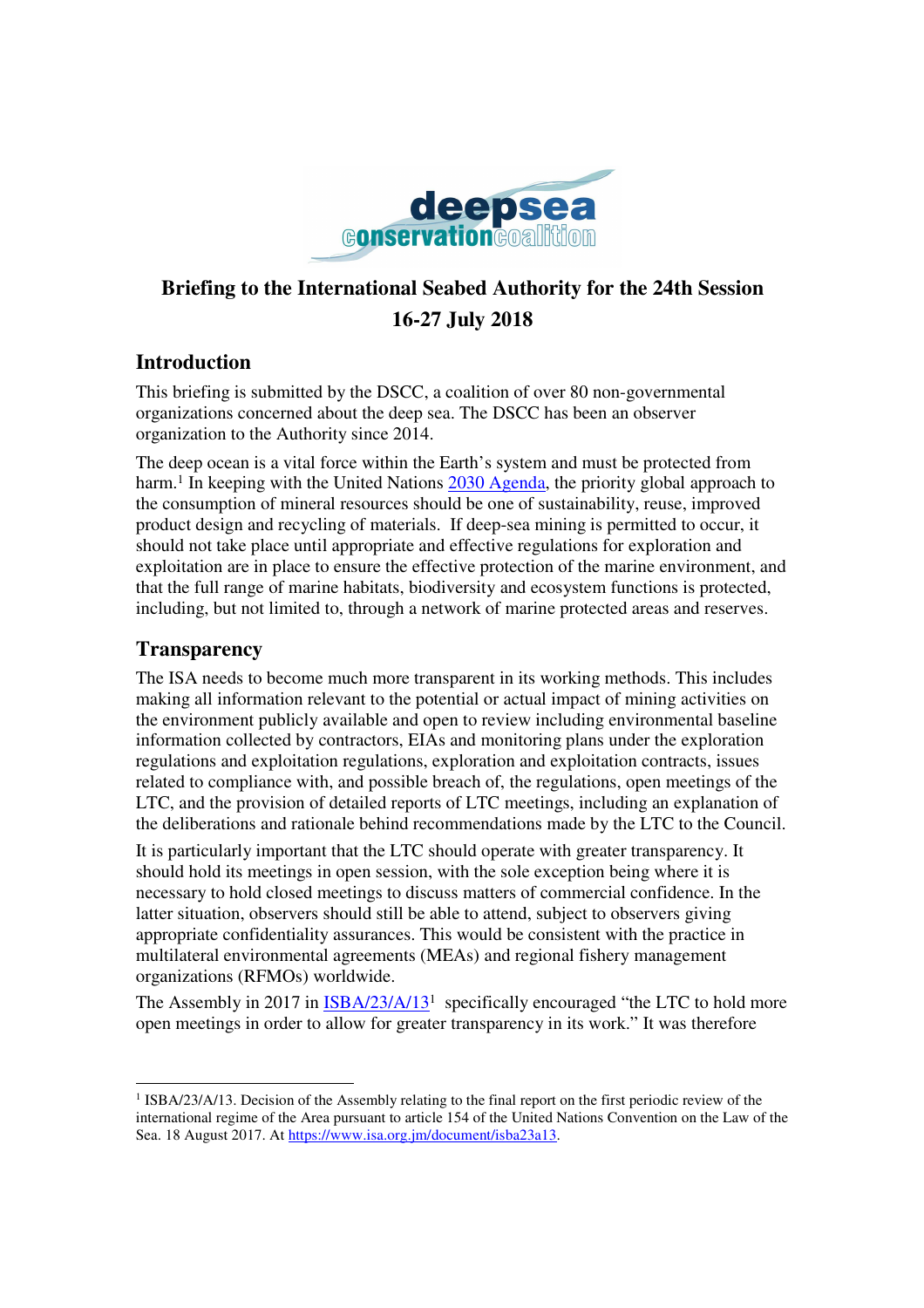# Briefing to the International Seabed Authority for the 24th Session 16-27 July 2018

## Introduction

This briefing is submitted by the DSCC, a coalition of over 80 non-governmental organizations concerned about the deep sea. The DSCC has been an observer organization to the Authority since 2014.

The deep ocean is a vital force within the Earth's system and must be protected from harm.[1] In keeping with the United Nations 2030 Agenda, the priority global approach to the consumption of mineral resources should be one of sustainability, reuse, improved product design and recycling of materials. If deep-sea mining is permitted to occur, it should not take place until appropriate and effective regulations for exploration and exploitation are in place to ensure the effective protection of the marine environment, and that the full range of marine habitats, biodiversity and ecosystem functions is protected, including, but not limited to, through a network of marine protected areas and reserves.

## Transparency

The ISA needs to become much more transparent in its working methods. This includes making all information relevant to the potential or actual impact of mining activities on the environment publicly available and open to review including environmental baseline information collected by contractors, EIAs and monitoring plans under the exploration regulations and exploitation regulations, exploration and exploitation contracts, issues related to compliance with, and possible breach of, the regulations, open meetings of the LTC, and the provision of detailed reports of LTC meetings, including an explanation of the deliberations and rationale behind recommendations made by the LTC to the Council.

It is particularly important that the LTC should operate with greater transparency. It should hold its meetings in open session, with the sole exception being where it is necessary to hold closed meetings to discuss matters of commercial confidence. In the latter situation, observers should still be able to attend, subject to observers giving appropriate confidentiality assurances. This would be consistent with the practice in multilateral environmental agreements (MEAs) and regional fishery management organizations (RFMOs) worldwide.

The Assembly in 2017 in ISBA/23/A/13[1] specifically encouraged "the LTC to hold more open meetings in order to allow for greater transparency in its work." It was therefore

---

[1] ISBA/23/A/13. Decision of the Assembly relating to the final report on the first periodic review of the international regime of the Area pursuant to article 154 of the United Nations Convention on the Law of the Sea. 18 August 2017. At https://www.isa.org.jm/document/isba23a13.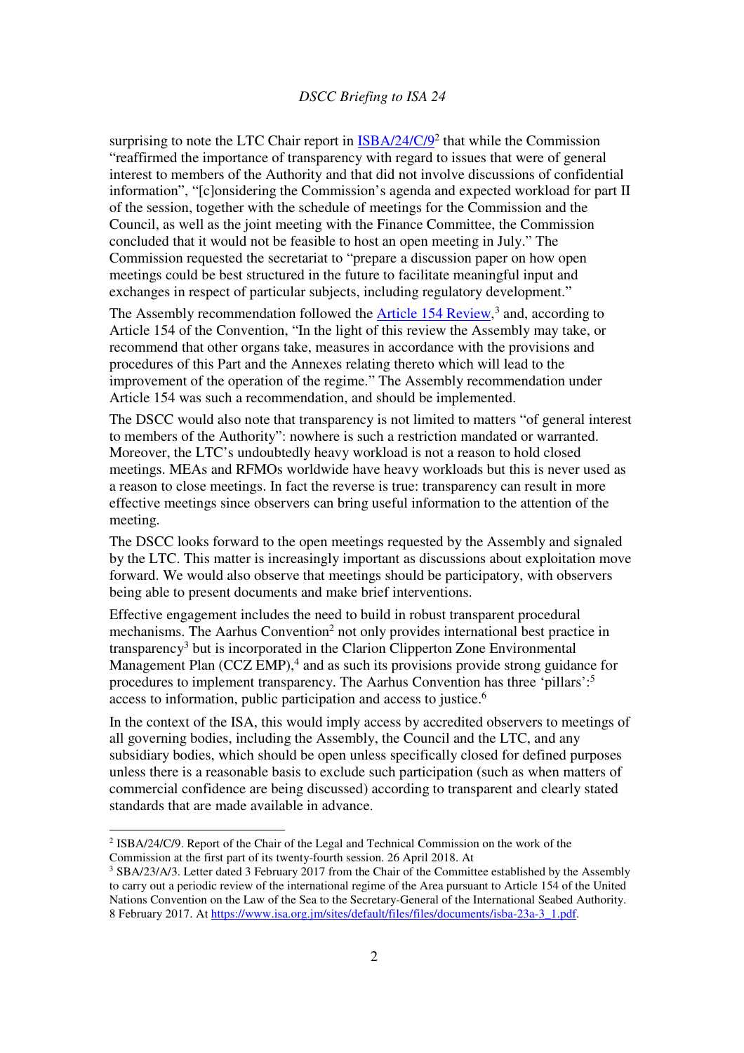surprising to note the LTC Chair report in ISBA/24/C/9[2] that while the Commission "reaffirmed the importance of transparency with regard to issues that were of general interest to members of the Authority and that did not involve discussions of confidential information", "[c]onsidering the Commission's agenda and expected workload for part II of the session, together with the schedule of meetings for the Commission and the Council, as well as the joint meeting with the Finance Committee, the Commission concluded that it would not be feasible to host an open meeting in July." The Commission requested the secretariat to "prepare a discussion paper on how open meetings could be best structured in the future to facilitate meaningful input and exchanges in respect of particular subjects, including regulatory development."

The Assembly recommendation followed the Article 154 Review,[3] and, according to Article 154 of the Convention, "In the light of this review the Assembly may take, or recommend that other organs take, measures in accordance with the provisions and procedures of this Part and the Annexes relating thereto which will lead to the improvement of the operation of the regime." The Assembly recommendation under Article 154 was such a recommendation, and should be implemented.

The DSCC would also note that transparency is not limited to matters "of general interest to members of the Authority": nowhere is such a restriction mandated or warranted. Moreover, the LTC's undoubtedly heavy workload is not a reason to hold closed meetings. MEAs and RFMOs worldwide have heavy workloads but this is never used as a reason to close meetings. In fact the reverse is true: transparency can result in more effective meetings since observers can bring useful information to the attention of the meeting.

The DSCC looks forward to the open meetings requested by the Assembly and signaled by the LTC. This matter is increasingly important as discussions about exploitation move forward. We would also observe that meetings should be participatory, with observers being able to present documents and make brief interventions.

Effective engagement includes the need to build in robust transparent procedural mechanisms. The Aarhus Convention[2] not only provides international best practice in transparency[3] but is incorporated in the Clarion Clipperton Zone Environmental Management Plan (CCZ EMP),[4] and as such its provisions provide strong guidance for procedures to implement transparency. The Aarhus Convention has three 'pillars':[5] access to information, public participation and access to justice.[6]

In the context of the ISA, this would imply access by accredited observers to meetings of all governing bodies, including the Assembly, the Council and the LTC, and any subsidiary bodies, which should be open unless specifically closed for defined purposes unless there is a reasonable basis to exclude such participation (such as when matters of commercial confidence are being discussed) according to transparent and clearly stated standards that are made available in advance.

---

[2] ISBA/24/C/9. Report of the Chair of the Legal and Technical Commission on the work of the Commission at the first part of its twenty-fourth session. 26 April 2018. At

[3] SBA/23/A/3. Letter dated 3 February 2017 from the Chair of the Committee established by the Assembly to carry out a periodic review of the international regime of the Area pursuant to Article 154 of the United Nations Convention on the Law of the Sea to the Secretary-General of the International Seabed Authority. 8 February 2017. At https://www.isa.org.jm/sites/default/files/files/documents/isba-23a-3_1.pdf.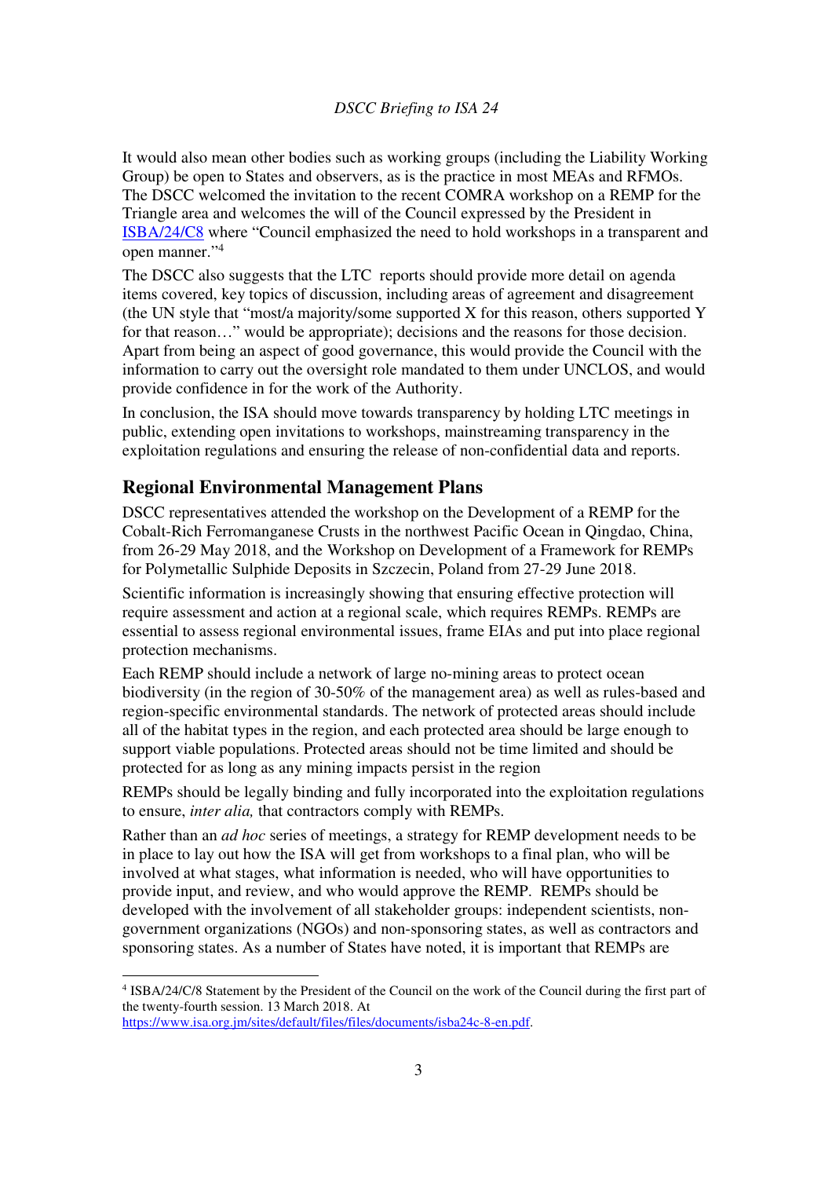It would also mean other bodies such as working groups (including the Liability Working Group) be open to States and observers, as is the practice in most MEAs and RFMOs. The DSCC welcomed the invitation to the recent COMRA workshop on a REMP for the Triangle area and welcomes the will of the Council expressed by the President in ISBA/24/C8 where "Council emphasized the need to hold workshops in a transparent and open manner."[4]

The DSCC also suggests that the LTC reports should provide more detail on agenda items covered, key topics of discussion, including areas of agreement and disagreement (the UN style that "most/a majority/some supported X for this reason, others supported Y for that reason…" would be appropriate); decisions and the reasons for those decision. Apart from being an aspect of good governance, this would provide the Council with the information to carry out the oversight role mandated to them under UNCLOS, and would provide confidence in for the work of the Authority.

In conclusion, the ISA should move towards transparency by holding LTC meetings in public, extending open invitations to workshops, mainstreaming transparency in the exploitation regulations and ensuring the release of non-confidential data and reports.

## Regional Environmental Management Plans

DSCC representatives attended the workshop on the Development of a REMP for the Cobalt-Rich Ferromanganese Crusts in the northwest Pacific Ocean in Qingdao, China, from 26-29 May 2018, and the Workshop on Development of a Framework for REMPs for Polymetallic Sulphide Deposits in Szczecin, Poland from 27-29 June 2018.

Scientific information is increasingly showing that ensuring effective protection will require assessment and action at a regional scale, which requires REMPs. REMPs are essential to assess regional environmental issues, frame EIAs and put into place regional protection mechanisms.

Each REMP should include a network of large no-mining areas to protect ocean biodiversity (in the region of 30-50% of the management area) as well as rules-based and region-specific environmental standards. The network of protected areas should include all of the habitat types in the region, and each protected area should be large enough to support viable populations. Protected areas should not be time limited and should be protected for as long as any mining impacts persist in the region

REMPs should be legally binding and fully incorporated into the exploitation regulations to ensure, *inter alia,* that contractors comply with REMPs.

Rather than an *ad hoc* series of meetings, a strategy for REMP development needs to be in place to lay out how the ISA will get from workshops to a final plan, who will be involved at what stages, what information is needed, who will have opportunities to provide input, and review, and who would approve the REMP. REMPs should be developed with the involvement of all stakeholder groups: independent scientists, non-government organizations (NGOs) and non-sponsoring states, as well as contractors and sponsoring states. As a number of States have noted, it is important that REMPs are

---

[4] ISBA/24/C/8 Statement by the President of the Council on the work of the Council during the first part of the twenty-fourth session. 13 March 2018. At https://www.isa.org.jm/sites/default/files/files/documents/isba24c-8-en.pdf.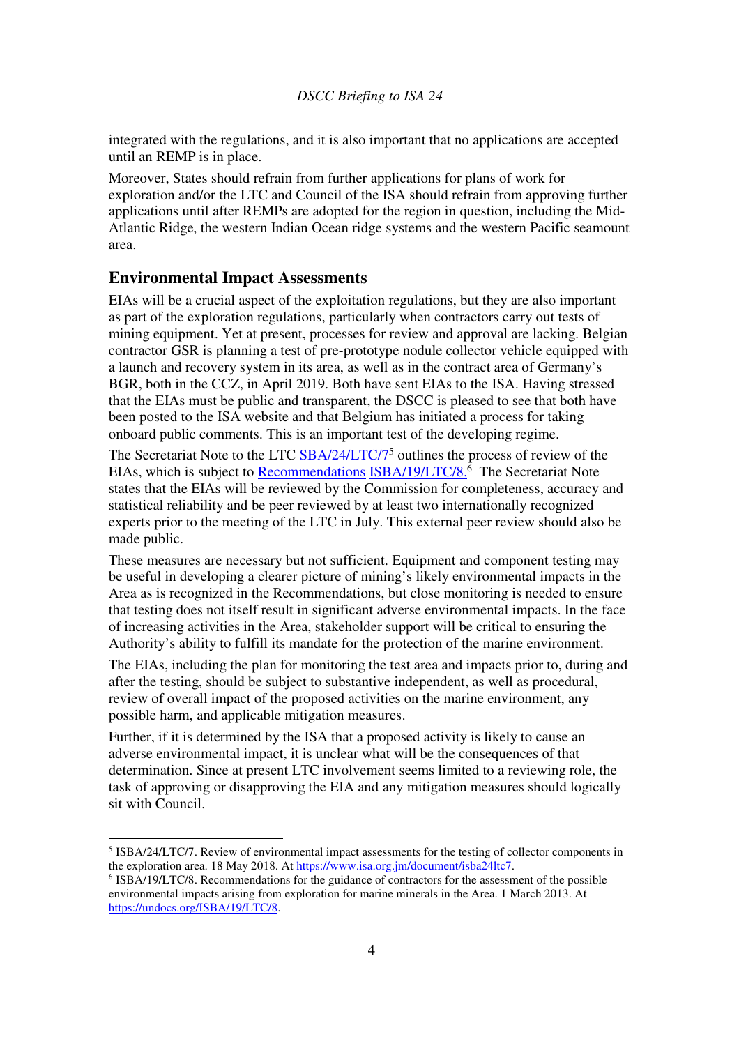integrated with the regulations, and it is also important that no applications are accepted until an REMP is in place.

Moreover, States should refrain from further applications for plans of work for exploration and/or the LTC and Council of the ISA should refrain from approving further applications until after REMPs are adopted for the region in question, including the Mid-Atlantic Ridge, the western Indian Ocean ridge systems and the western Pacific seamount area.

## Environmental Impact Assessments

EIAs will be a crucial aspect of the exploitation regulations, but they are also important as part of the exploration regulations, particularly when contractors carry out tests of mining equipment. Yet at present, processes for review and approval are lacking. Belgian contractor GSR is planning a test of pre-prototype nodule collector vehicle equipped with a launch and recovery system in its area, as well as in the contract area of Germany's BGR, both in the CCZ, in April 2019. Both have sent EIAs to the ISA. Having stressed that the EIAs must be public and transparent, the DSCC is pleased to see that both have been posted to the ISA website and that Belgium has initiated a process for taking onboard public comments. This is an important test of the developing regime.

The Secretariat Note to the LTC SBA/24/LTC/7[5] outlines the process of review of the EIAs, which is subject to Recommendations ISBA/19/LTC/8.[6] The Secretariat Note states that the EIAs will be reviewed by the Commission for completeness, accuracy and statistical reliability and be peer reviewed by at least two internationally recognized experts prior to the meeting of the LTC in July. This external peer review should also be made public.

These measures are necessary but not sufficient. Equipment and component testing may be useful in developing a clearer picture of mining's likely environmental impacts in the Area as is recognized in the Recommendations, but close monitoring is needed to ensure that testing does not itself result in significant adverse environmental impacts. In the face of increasing activities in the Area, stakeholder support will be critical to ensuring the Authority's ability to fulfill its mandate for the protection of the marine environment.

The EIAs, including the plan for monitoring the test area and impacts prior to, during and after the testing, should be subject to substantive independent, as well as procedural, review of overall impact of the proposed activities on the marine environment, any possible harm, and applicable mitigation measures.

Further, if it is determined by the ISA that a proposed activity is likely to cause an adverse environmental impact, it is unclear what will be the consequences of that determination. Since at present LTC involvement seems limited to a reviewing role, the task of approving or disapproving the EIA and any mitigation measures should logically sit with Council.

---

[5] ISBA/24/LTC/7. Review of environmental impact assessments for the testing of collector components in the exploration area. 18 May 2018. At https://www.isa.org.jm/document/isba24ltc7.

[6] ISBA/19/LTC/8. Recommendations for the guidance of contractors for the assessment of the possible environmental impacts arising from exploration for marine minerals in the Area. 1 March 2013. At https://undocs.org/ISBA/19/LTC/8.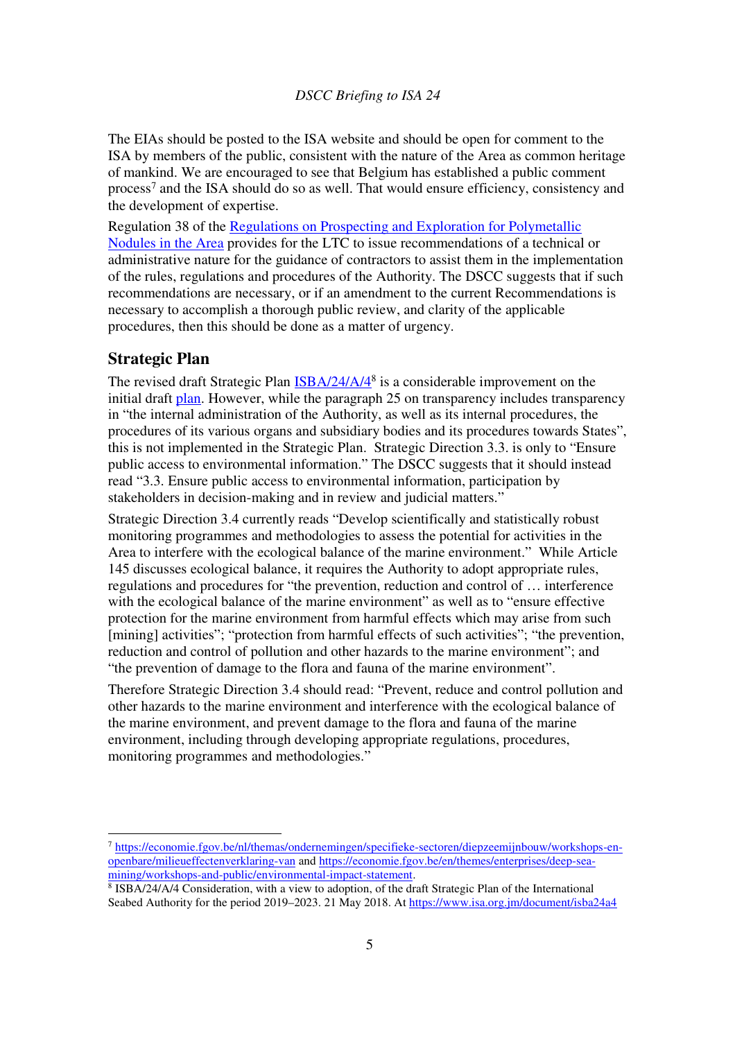The EIAs should be posted to the ISA website and should be open for comment to the ISA by members of the public, consistent with the nature of the Area as common heritage of mankind. We are encouraged to see that Belgium has established a public comment process[7] and the ISA should do so as well. That would ensure efficiency, consistency and the development of expertise.

Regulation 38 of the [Regulations on Prospecting and Exploration for Polymetallic Nodules in the Area] provides for the LTC to issue recommendations of a technical or administrative nature for the guidance of contractors to assist them in the implementation of the rules, regulations and procedures of the Authority. The DSCC suggests that if such recommendations are necessary, or if an amendment to the current Recommendations is necessary to accomplish a thorough public review, and clarity of the applicable procedures, then this should be done as a matter of urgency.

## Strategic Plan

The revised draft Strategic Plan ISBA/24/A/4[8] is a considerable improvement on the initial draft plan. However, while the paragraph 25 on transparency includes transparency in "the internal administration of the Authority, as well as its internal procedures, the procedures of its various organs and subsidiary bodies and its procedures towards States", this is not implemented in the Strategic Plan. Strategic Direction 3.3. is only to "Ensure public access to environmental information." The DSCC suggests that it should instead read "3.3. Ensure public access to environmental information, participation by stakeholders in decision-making and in review and judicial matters."

Strategic Direction 3.4 currently reads "Develop scientifically and statistically robust monitoring programmes and methodologies to assess the potential for activities in the Area to interfere with the ecological balance of the marine environment." While Article 145 discusses ecological balance, it requires the Authority to adopt appropriate rules, regulations and procedures for "the prevention, reduction and control of … interference with the ecological balance of the marine environment" as well as to "ensure effective protection for the marine environment from harmful effects which may arise from such [mining] activities"; "protection from harmful effects of such activities"; "the prevention, reduction and control of pollution and other hazards to the marine environment"; and "the prevention of damage to the flora and fauna of the marine environment".

Therefore Strategic Direction 3.4 should read: "Prevent, reduce and control pollution and other hazards to the marine environment and interference with the ecological balance of the marine environment, and prevent damage to the flora and fauna of the marine environment, including through developing appropriate regulations, procedures, monitoring programmes and methodologies."

---

[7] https://economie.fgov.be/nl/themas/ondernemingen/specifieke-sectoren/diepzeemijnbouw/workshops-en-openbare/milieueffectenverklaring-van and https://economie.fgov.be/en/themes/enterprises/deep-sea-mining/workshops-and-public/environmental-impact-statement.

[8] ISBA/24/A/4 Consideration, with a view to adoption, of the draft Strategic Plan of the International Seabed Authority for the period 2019–2023. 21 May 2018. At https://www.isa.org.jm/document/isba24a4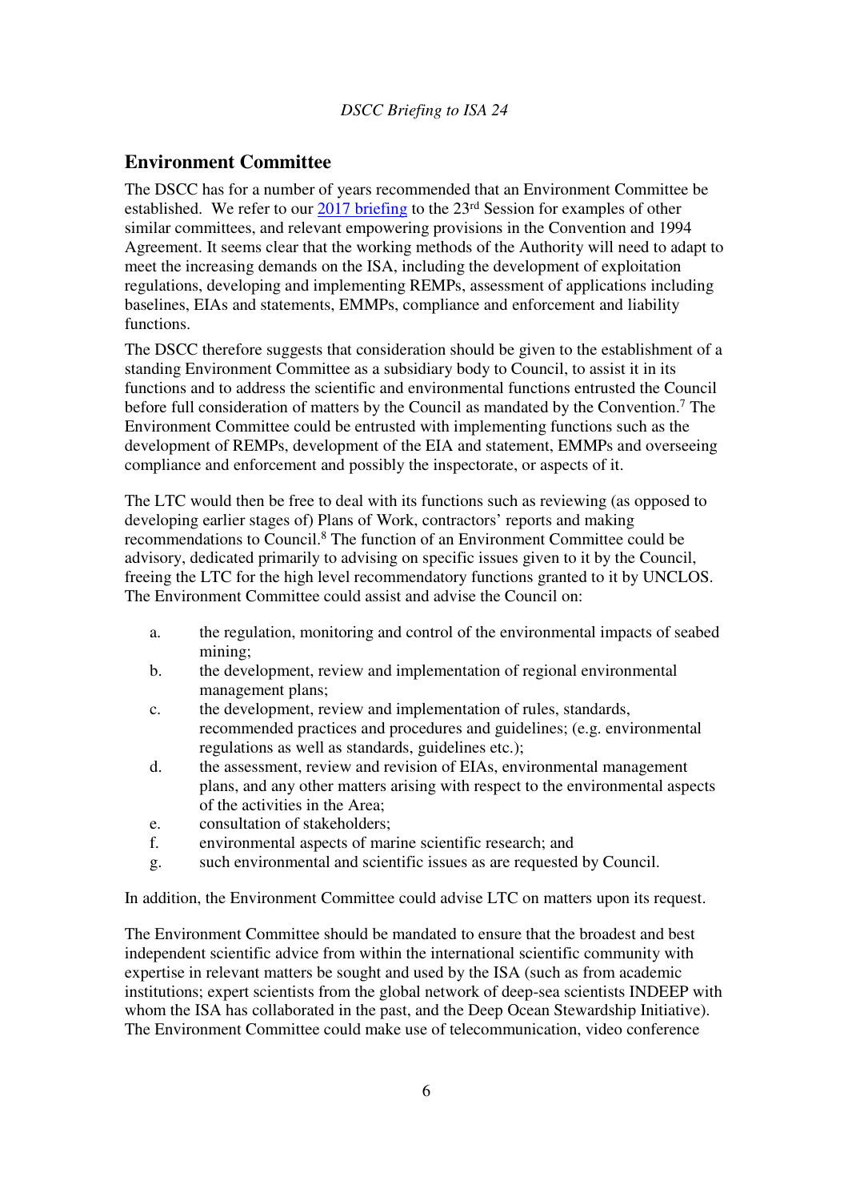## Environment Committee

The DSCC has for a number of years recommended that an Environment Committee be established. We refer to our 2017 briefing to the 23rd Session for examples of other similar committees, and relevant empowering provisions in the Convention and 1994 Agreement. It seems clear that the working methods of the Authority will need to adapt to meet the increasing demands on the ISA, including the development of exploitation regulations, developing and implementing REMPs, assessment of applications including baselines, EIAs and statements, EMMPs, compliance and enforcement and liability functions.

The DSCC therefore suggests that consideration should be given to the establishment of a standing Environment Committee as a subsidiary body to Council, to assist it in its functions and to address the scientific and environmental functions entrusted the Council before full consideration of matters by the Council as mandated by the Convention.[7] The Environment Committee could be entrusted with implementing functions such as the development of REMPs, development of the EIA and statement, EMMPs and overseeing compliance and enforcement and possibly the inspectorate, or aspects of it.

The LTC would then be free to deal with its functions such as reviewing (as opposed to developing earlier stages of) Plans of Work, contractors' reports and making recommendations to Council.[8] The function of an Environment Committee could be advisory, dedicated primarily to advising on specific issues given to it by the Council, freeing the LTC for the high level recommendatory functions granted to it by UNCLOS. The Environment Committee could assist and advise the Council on:

a. the regulation, monitoring and control of the environmental impacts of seabed mining;
b. the development, review and implementation of regional environmental management plans;
c. the development, review and implementation of rules, standards, recommended practices and procedures and guidelines; (e.g. environmental regulations as well as standards, guidelines etc.);
d. the assessment, review and revision of EIAs, environmental management plans, and any other matters arising with respect to the environmental aspects of the activities in the Area;
e. consultation of stakeholders;
f. environmental aspects of marine scientific research; and
g. such environmental and scientific issues as are requested by Council.

In addition, the Environment Committee could advise LTC on matters upon its request.

The Environment Committee should be mandated to ensure that the broadest and best independent scientific advice from within the international scientific community with expertise in relevant matters be sought and used by the ISA (such as from academic institutions; expert scientists from the global network of deep-sea scientists INDEEP with whom the ISA has collaborated in the past, and the Deep Ocean Stewardship Initiative). The Environment Committee could make use of telecommunication, video conference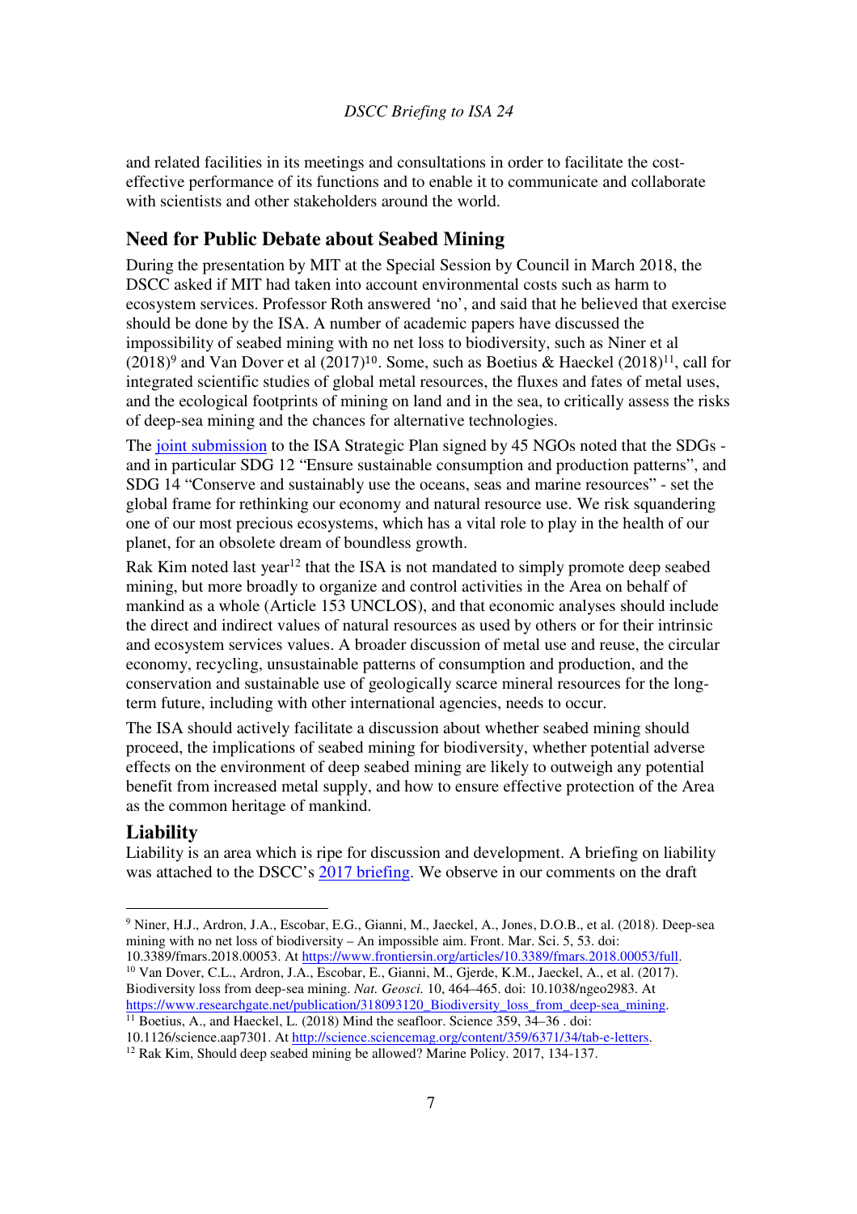and related facilities in its meetings and consultations in order to facilitate the cost-effective performance of its functions and to enable it to communicate and collaborate with scientists and other stakeholders around the world.

## Need for Public Debate about Seabed Mining

During the presentation by MIT at the Special Session by Council in March 2018, the DSCC asked if MIT had taken into account environmental costs such as harm to ecosystem services. Professor Roth answered 'no', and said that he believed that exercise should be done by the ISA. A number of academic papers have discussed the impossibility of seabed mining with no net loss to biodiversity, such as Niner et al (2018)[9] and Van Dover et al (2017)[10]. Some, such as Boetius & Haeckel (2018)[11], call for integrated scientific studies of global metal resources, the fluxes and fates of metal uses, and the ecological footprints of mining on land and in the sea, to critically assess the risks of deep-sea mining and the chances for alternative technologies.

The joint submission to the ISA Strategic Plan signed by 45 NGOs noted that the SDGs - and in particular SDG 12 "Ensure sustainable consumption and production patterns", and SDG 14 "Conserve and sustainably use the oceans, seas and marine resources" - set the global frame for rethinking our economy and natural resource use. We risk squandering one of our most precious ecosystems, which has a vital role to play in the health of our planet, for an obsolete dream of boundless growth.

Rak Kim noted last year[12] that the ISA is not mandated to simply promote deep seabed mining, but more broadly to organize and control activities in the Area on behalf of mankind as a whole (Article 153 UNCLOS), and that economic analyses should include the direct and indirect values of natural resources as used by others or for their intrinsic and ecosystem services values. A broader discussion of metal use and reuse, the circular economy, recycling, unsustainable patterns of consumption and production, and the conservation and sustainable use of geologically scarce mineral resources for the long-term future, including with other international agencies, needs to occur.

The ISA should actively facilitate a discussion about whether seabed mining should proceed, the implications of seabed mining for biodiversity, whether potential adverse effects on the environment of deep seabed mining are likely to outweigh any potential benefit from increased metal supply, and how to ensure effective protection of the Area as the common heritage of mankind.

## Liability

Liability is an area which is ripe for discussion and development. A briefing on liability was attached to the DSCC's 2017 briefing. We observe in our comments on the draft

---

[9] Niner, H.J., Ardron, J.A., Escobar, E.G., Gianni, M., Jaeckel, A., Jones, D.O.B., et al. (2018). Deep-sea mining with no net loss of biodiversity – An impossible aim. Front. Mar. Sci. 5, 53. doi: 10.3389/fmars.2018.00053. At https://www.frontiersin.org/articles/10.3389/fmars.2018.00053/full.

[10] Van Dover, C.L., Ardron, J.A., Escobar, E., Gianni, M., Gjerde, K.M., Jaeckel, A., et al. (2017). Biodiversity loss from deep-sea mining. *Nat. Geosci.* 10, 464–465. doi: 10.1038/ngeo2983. At https://www.researchgate.net/publication/318093120_Biodiversity_loss_from_deep-sea_mining.

[11] Boetius, A., and Haeckel, L. (2018) Mind the seafloor. Science 359, 34–36 . doi: 10.1126/science.aap7301. At http://science.sciencemag.org/content/359/6371/34/tab-e-letters.

[12] Rak Kim, Should deep seabed mining be allowed? Marine Policy. 2017, 134-137.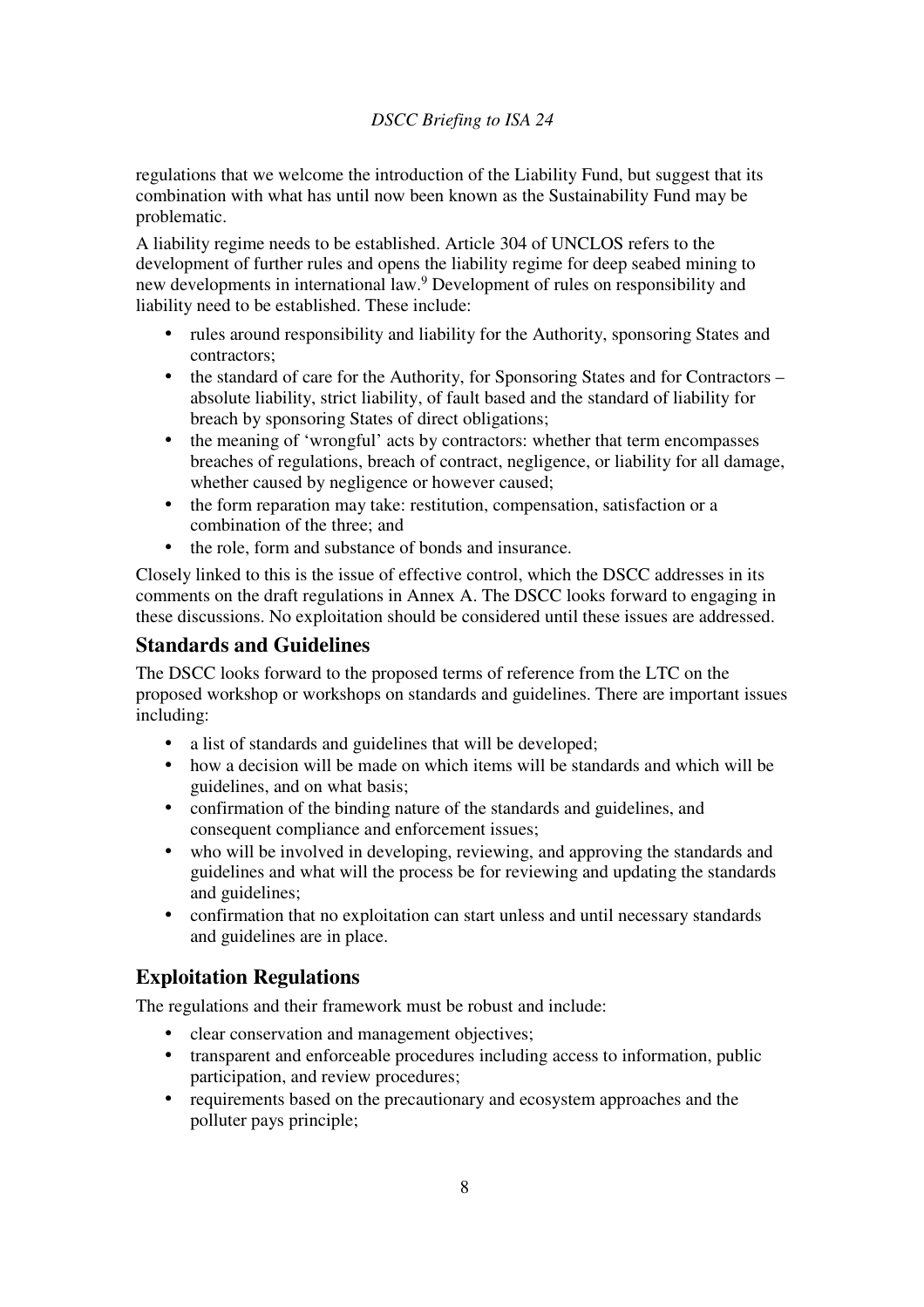regulations that we welcome the introduction of the Liability Fund, but suggest that its combination with what has until now been known as the Sustainability Fund may be problematic.

A liability regime needs to be established. Article 304 of UNCLOS refers to the development of further rules and opens the liability regime for deep seabed mining to new developments in international law.[9] Development of rules on responsibility and liability need to be established. These include:

- rules around responsibility and liability for the Authority, sponsoring States and contractors;
- the standard of care for the Authority, for Sponsoring States and for Contractors – absolute liability, strict liability, of fault based and the standard of liability for breach by sponsoring States of direct obligations;
- the meaning of 'wrongful' acts by contractors: whether that term encompasses breaches of regulations, breach of contract, negligence, or liability for all damage, whether caused by negligence or however caused;
- the form reparation may take: restitution, compensation, satisfaction or a combination of the three; and
- the role, form and substance of bonds and insurance.

Closely linked to this is the issue of effective control, which the DSCC addresses in its comments on the draft regulations in Annex A. The DSCC looks forward to engaging in these discussions. No exploitation should be considered until these issues are addressed.

## Standards and Guidelines

The DSCC looks forward to the proposed terms of reference from the LTC on the proposed workshop or workshops on standards and guidelines. There are important issues including:

- a list of standards and guidelines that will be developed;
- how a decision will be made on which items will be standards and which will be guidelines, and on what basis;
- confirmation of the binding nature of the standards and guidelines, and consequent compliance and enforcement issues;
- who will be involved in developing, reviewing, and approving the standards and guidelines and what will the process be for reviewing and updating the standards and guidelines;
- confirmation that no exploitation can start unless and until necessary standards and guidelines are in place.

## Exploitation Regulations

The regulations and their framework must be robust and include:

- clear conservation and management objectives;
- transparent and enforceable procedures including access to information, public participation, and review procedures;
- requirements based on the precautionary and ecosystem approaches and the polluter pays principle;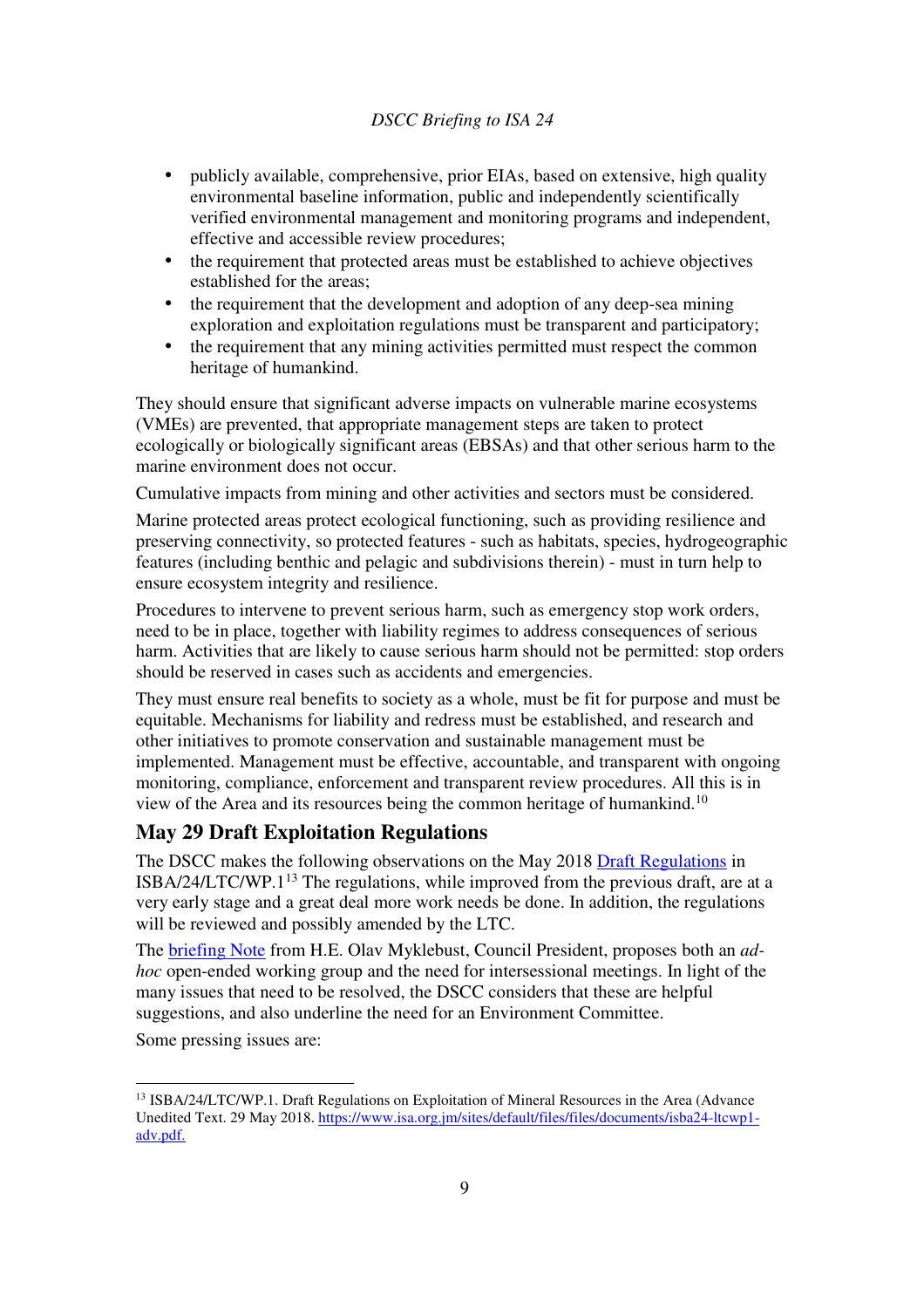- publicly available, comprehensive, prior EIAs, based on extensive, high quality environmental baseline information, public and independently scientifically verified environmental management and monitoring programs and independent, effective and accessible review procedures;
- the requirement that protected areas must be established to achieve objectives established for the areas;
- the requirement that the development and adoption of any deep-sea mining exploration and exploitation regulations must be transparent and participatory;
- the requirement that any mining activities permitted must respect the common heritage of humankind.

They should ensure that significant adverse impacts on vulnerable marine ecosystems (VMEs) are prevented, that appropriate management steps are taken to protect ecologically or biologically significant areas (EBSAs) and that other serious harm to the marine environment does not occur.

Cumulative impacts from mining and other activities and sectors must be considered.

Marine protected areas protect ecological functioning, such as providing resilience and preserving connectivity, so protected features - such as habitats, species, hydrogeographic features (including benthic and pelagic and subdivisions therein) - must in turn help to ensure ecosystem integrity and resilience.

Procedures to intervene to prevent serious harm, such as emergency stop work orders, need to be in place, together with liability regimes to address consequences of serious harm. Activities that are likely to cause serious harm should not be permitted: stop orders should be reserved in cases such as accidents and emergencies.

They must ensure real benefits to society as a whole, must be fit for purpose and must be equitable. Mechanisms for liability and redress must be established, and research and other initiatives to promote conservation and sustainable management must be implemented. Management must be effective, accountable, and transparent with ongoing monitoring, compliance, enforcement and transparent review procedures. All this is in view of the Area and its resources being the common heritage of humankind.[10]

## May 29 Draft Exploitation Regulations

The DSCC makes the following observations on the May 2018 Draft Regulations in ISBA/24/LTC/WP.1[13] The regulations, while improved from the previous draft, are at a very early stage and a great deal more work needs be done. In addition, the regulations will be reviewed and possibly amended by the LTC.

The briefing Note from H.E. Olav Myklebust, Council President, proposes both an *ad-hoc* open-ended working group and the need for intersessional meetings. In light of the many issues that need to be resolved, the DSCC considers that these are helpful suggestions, and also underline the need for an Environment Committee.

Some pressing issues are:

[13] ISBA/24/LTC/WP.1. Draft Regulations on Exploitation of Mineral Resources in the Area (Advance Unedited Text. 29 May 2018. https://www.isa.org.jm/sites/default/files/files/documents/isba24-ltcwp1-adv.pdf.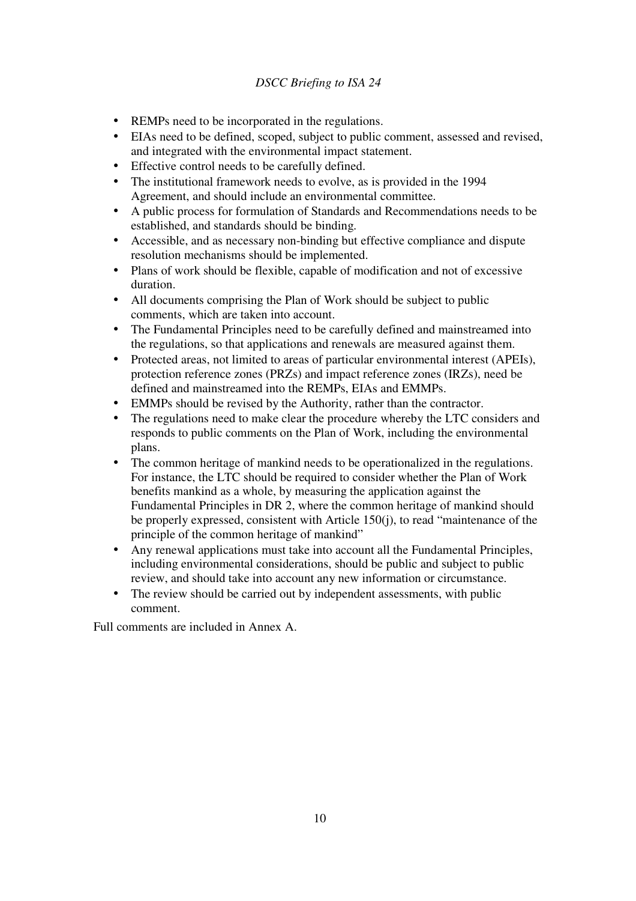- REMPs need to be incorporated in the regulations.
- EIAs need to be defined, scoped, subject to public comment, assessed and revised, and integrated with the environmental impact statement.
- Effective control needs to be carefully defined.
- The institutional framework needs to evolve, as is provided in the 1994 Agreement, and should include an environmental committee.
- A public process for formulation of Standards and Recommendations needs to be established, and standards should be binding.
- Accessible, and as necessary non-binding but effective compliance and dispute resolution mechanisms should be implemented.
- Plans of work should be flexible, capable of modification and not of excessive duration.
- All documents comprising the Plan of Work should be subject to public comments, which are taken into account.
- The Fundamental Principles need to be carefully defined and mainstreamed into the regulations, so that applications and renewals are measured against them.
- Protected areas, not limited to areas of particular environmental interest (APEIs), protection reference zones (PRZs) and impact reference zones (IRZs), need be defined and mainstreamed into the REMPs, EIAs and EMMPs.
- EMMPs should be revised by the Authority, rather than the contractor.
- The regulations need to make clear the procedure whereby the LTC considers and responds to public comments on the Plan of Work, including the environmental plans.
- The common heritage of mankind needs to be operationalized in the regulations. For instance, the LTC should be required to consider whether the Plan of Work benefits mankind as a whole, by measuring the application against the Fundamental Principles in DR 2, where the common heritage of mankind should be properly expressed, consistent with Article 150(j), to read "maintenance of the principle of the common heritage of mankind"
- Any renewal applications must take into account all the Fundamental Principles, including environmental considerations, should be public and subject to public review, and should take into account any new information or circumstance.
- The review should be carried out by independent assessments, with public comment.

Full comments are included in Annex A.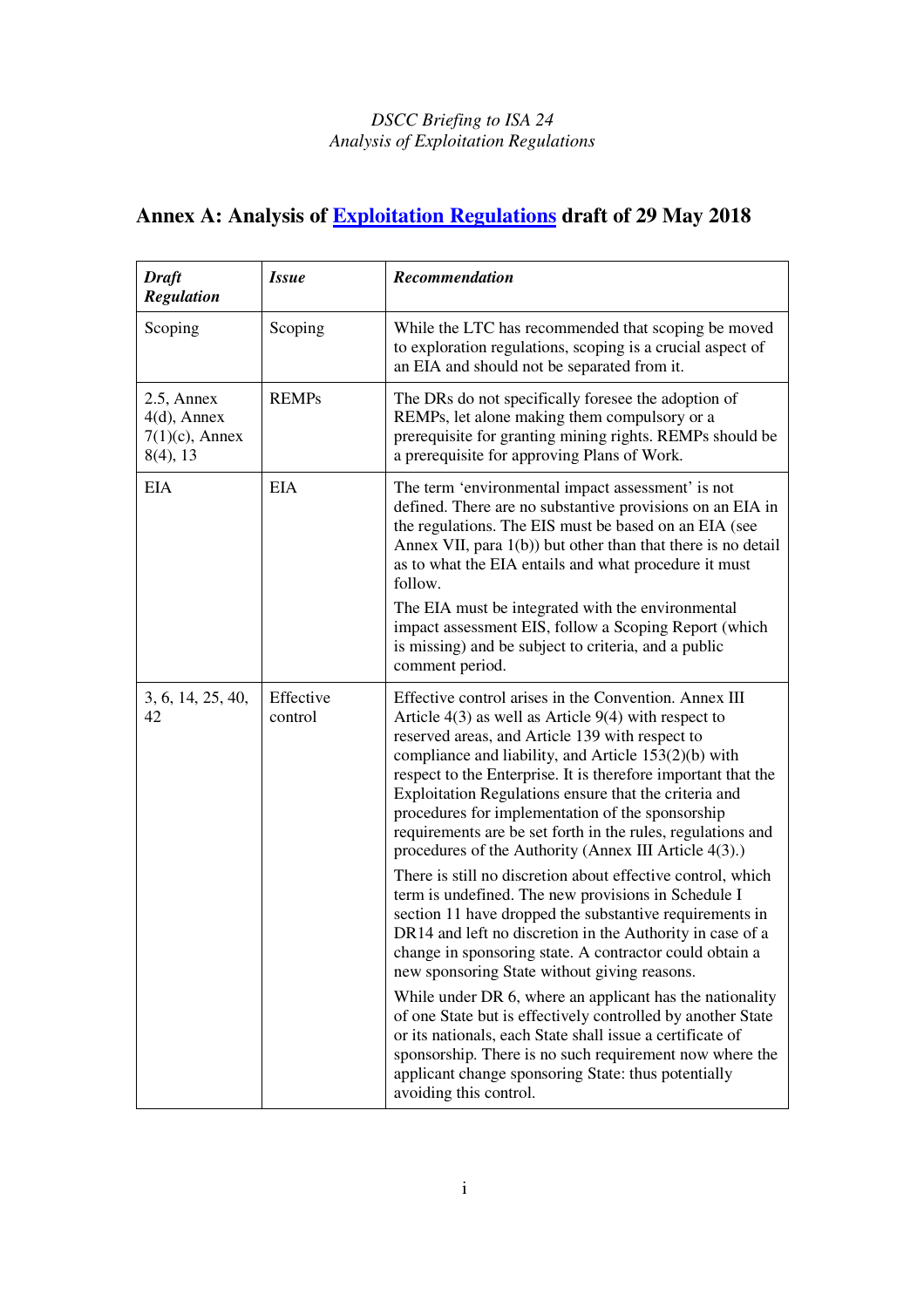*DSCC Briefing to ISA 24*
*Analysis of Exploitation Regulations*

## Annex A: Analysis of Exploitation Regulations draft of 29 May 2018

| *Draft Regulation* | *Issue* | *Recommendation* |
|---|---|---|
| Scoping | Scoping | While the LTC has recommended that scoping be moved to exploration regulations, scoping is a crucial aspect of an EIA and should not be separated from it. |
| 2.5, Annex 4(d), Annex 7(1)(c), Annex 8(4), 13 | REMPs | The DRs do not specifically foresee the adoption of REMPs, let alone making them compulsory or a prerequisite for granting mining rights. REMPs should be a prerequisite for approving Plans of Work. |
| EIA | EIA | The term 'environmental impact assessment' is not defined. There are no substantive provisions on an EIA in the regulations. The EIS must be based on an EIA (see Annex VII, para 1(b)) but other than that there is no detail as to what the EIA entails and what procedure it must follow.<br><br>The EIA must be integrated with the environmental impact assessment EIS, follow a Scoping Report (which is missing) and be subject to criteria, and a public comment period. |
| 3, 6, 14, 25, 40, 42 | Effective control | Effective control arises in the Convention. Annex III Article 4(3) as well as Article 9(4) with respect to reserved areas, and Article 139 with respect to compliance and liability, and Article 153(2)(b) with respect to the Enterprise. It is therefore important that the Exploitation Regulations ensure that the criteria and procedures for implementation of the sponsorship requirements are be set forth in the rules, regulations and procedures of the Authority (Annex III Article 4(3).)<br><br>There is still no discretion about effective control, which term is undefined. The new provisions in Schedule I section 11 have dropped the substantive requirements in DR14 and left no discretion in the Authority in case of a change in sponsoring state. A contractor could obtain a new sponsoring State without giving reasons.<br><br>While under DR 6, where an applicant has the nationality of one State but is effectively controlled by another State or its nationals, each State shall issue a certificate of sponsorship. There is no such requirement now where the applicant change sponsoring State: thus potentially avoiding this control. |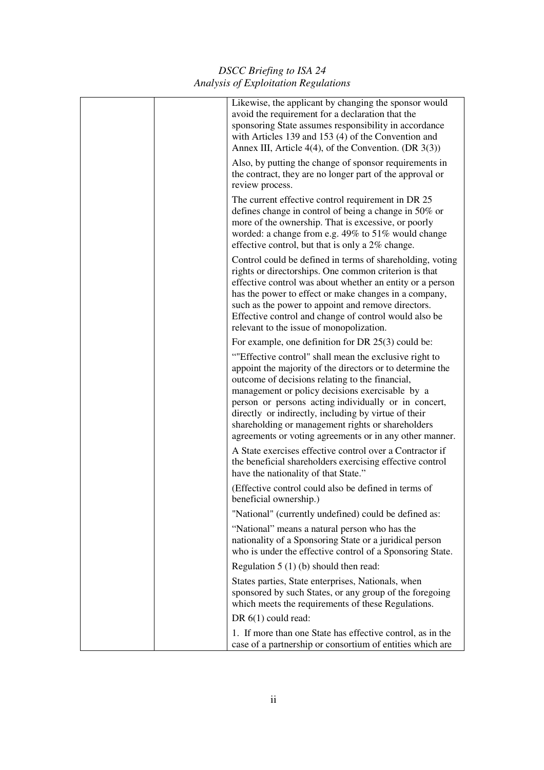| | | Likewise, the applicant by changing the sponsor would avoid the requirement for a declaration that the sponsoring State assumes responsibility in accordance with Articles 139 and 153 (4) of the Convention and Annex III, Article 4(4), of the Convention. (DR 3(3))<br><br>Also, by putting the change of sponsor requirements in the contract, they are no longer part of the approval or review process.<br><br>The current effective control requirement in DR 25 defines change in control of being a change in 50% or more of the ownership. That is excessive, or poorly worded: a change from e.g. 49% to 51% would change effective control, but that is only a 2% change.<br><br>Control could be defined in terms of shareholding, voting rights or directorships. One common criterion is that effective control was about whether an entity or a person has the power to effect or make changes in a company, such as the power to appoint and remove directors. Effective control and change of control would also be relevant to the issue of monopolization.<br><br>For example, one definition for DR 25(3) could be:<br><br>“"Effective control" shall mean the exclusive right to appoint the majority of the directors or to determine the outcome of decisions relating to the financial, management or policy decisions exercisable by a person or persons acting individually or in concert, directly or indirectly, including by virtue of their shareholding or management rights or shareholders agreements or voting agreements or in any other manner.<br><br>A State exercises effective control over a Contractor if the beneficial shareholders exercising effective control have the nationality of that State.”<br><br>(Effective control could also be defined in terms of beneficial ownership.)<br><br>"National" (currently undefined) could be defined as:<br><br>“National” means a natural person who has the nationality of a Sponsoring State or a juridical person who is under the effective control of a Sponsoring State.<br><br>Regulation 5 (1) (b) should then read:<br><br>States parties, State enterprises, Nationals, when sponsored by such States, or any group of the foregoing which meets the requirements of these Regulations.<br><br>DR 6(1) could read:<br><br>1. If more than one State has effective control, as in the case of a partnership or consortium of entities which are |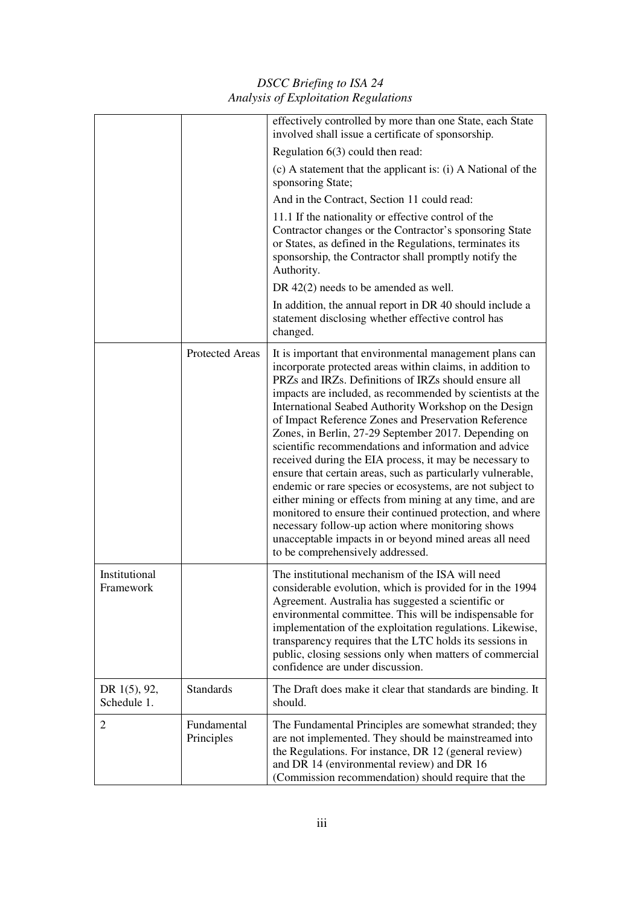| | | |
|---|---|---|
| | | effectively controlled by more than one State, each State involved shall issue a certificate of sponsorship.<br><br>Regulation 6(3) could then read:<br><br>(c) A statement that the applicant is: (i) A National of the sponsoring State;<br><br>And in the Contract, Section 11 could read:<br><br>11.1 If the nationality or effective control of the Contractor changes or the Contractor's sponsoring State or States, as defined in the Regulations, terminates its sponsorship, the Contractor shall promptly notify the Authority.<br><br>DR 42(2) needs to be amended as well.<br><br>In addition, the annual report in DR 40 should include a statement disclosing whether effective control has changed. |
| | Protected Areas | It is important that environmental management plans can incorporate protected areas within claims, in addition to PRZs and IRZs. Definitions of IRZs should ensure all impacts are included, as recommended by scientists at the International Seabed Authority Workshop on the Design of Impact Reference Zones and Preservation Reference Zones, in Berlin, 27-29 September 2017. Depending on scientific recommendations and information and advice received during the EIA process, it may be necessary to ensure that certain areas, such as particularly vulnerable, endemic or rare species or ecosystems, are not subject to either mining or effects from mining at any time, and are monitored to ensure their continued protection, and where necessary follow-up action where monitoring shows unacceptable impacts in or beyond mined areas all need to be comprehensively addressed. |
| Institutional Framework | | The institutional mechanism of the ISA will need considerable evolution, which is provided for in the 1994 Agreement. Australia has suggested a scientific or environmental committee. This will be indispensable for implementation of the exploitation regulations. Likewise, transparency requires that the LTC holds its sessions in public, closing sessions only when matters of commercial confidence are under discussion. |
| DR 1(5), 92, Schedule 1. | Standards | The Draft does make it clear that standards are binding. It should. |
| 2 | Fundamental Principles | The Fundamental Principles are somewhat stranded; they are not implemented. They should be mainstreamed into the Regulations. For instance, DR 12 (general review) and DR 14 (environmental review) and DR 16 (Commission recommendation) should require that the |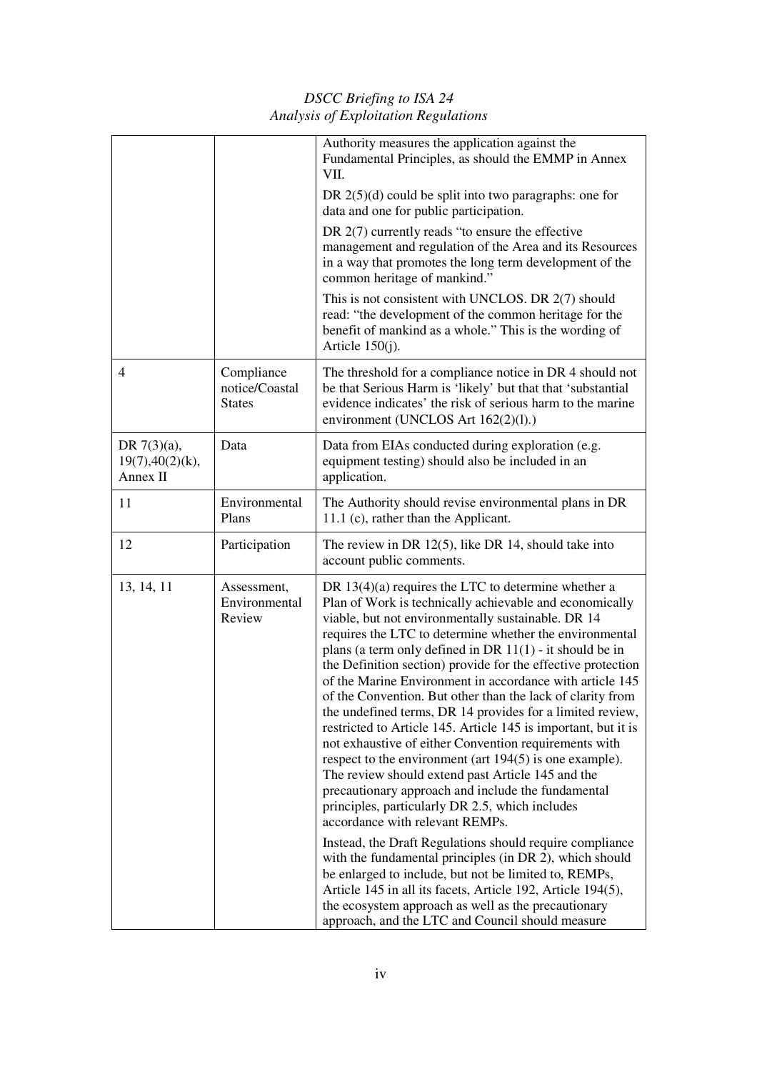| | | |
|---|---|---|
| | | Authority measures the application against the Fundamental Principles, as should the EMMP in Annex VII.<br><br>DR 2(5)(d) could be split into two paragraphs: one for data and one for public participation.<br><br>DR 2(7) currently reads "to ensure the effective management and regulation of the Area and its Resources in a way that promotes the long term development of the common heritage of mankind."<br><br>This is not consistent with UNCLOS. DR 2(7) should read: "the development of the common heritage for the benefit of mankind as a whole." This is the wording of Article 150(j). |
| 4 | Compliance notice/Coastal States | The threshold for a compliance notice in DR 4 should not be that Serious Harm is 'likely' but that that 'substantial evidence indicates' the risk of serious harm to the marine environment (UNCLOS Art 162(2)(l).) |
| DR 7(3)(a), 19(7),40(2)(k), Annex II | Data | Data from EIAs conducted during exploration (e.g. equipment testing) should also be included in an application. |
| 11 | Environmental Plans | The Authority should revise environmental plans in DR 11.1 (c), rather than the Applicant. |
| 12 | Participation | The review in DR 12(5), like DR 14, should take into account public comments. |
| 13, 14, 11 | Assessment, Environmental Review | DR 13(4)(a) requires the LTC to determine whether a Plan of Work is technically achievable and economically viable, but not environmentally sustainable. DR 14 requires the LTC to determine whether the environmental plans (a term only defined in DR 11(1) - it should be in the Definition section) provide for the effective protection of the Marine Environment in accordance with article 145 of the Convention. But other than the lack of clarity from the undefined terms, DR 14 provides for a limited review, restricted to Article 145. Article 145 is important, but it is not exhaustive of either Convention requirements with respect to the environment (art 194(5) is one example). The review should extend past Article 145 and the precautionary approach and include the fundamental principles, particularly DR 2.5, which includes accordance with relevant REMPs.<br><br>Instead, the Draft Regulations should require compliance with the fundamental principles (in DR 2), which should be enlarged to include, but not be limited to, REMPs, Article 145 in all its facets, Article 192, Article 194(5), the ecosystem approach as well as the precautionary approach, and the LTC and Council should measure |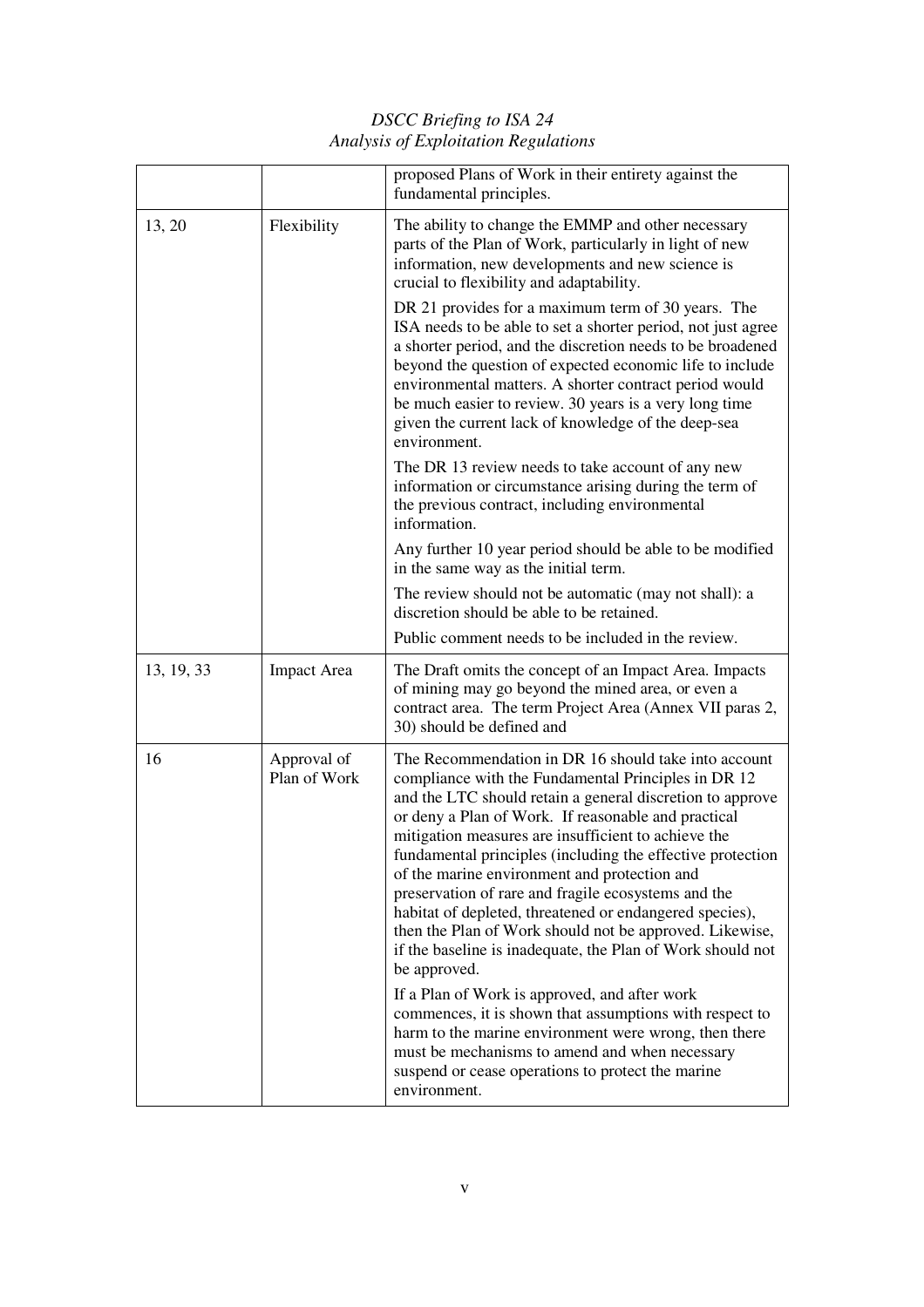| | | proposed Plans of Work in their entirety against the fundamental principles. |
|---|---|---|
| 13, 20 | Flexibility | The ability to change the EMMP and other necessary parts of the Plan of Work, particularly in light of new information, new developments and new science is crucial to flexibility and adaptability.<br><br>DR 21 provides for a maximum term of 30 years. The ISA needs to be able to set a shorter period, not just agree a shorter period, and the discretion needs to be broadened beyond the question of expected economic life to include environmental matters. A shorter contract period would be much easier to review. 30 years is a very long time given the current lack of knowledge of the deep-sea environment.<br><br>The DR 13 review needs to take account of any new information or circumstance arising during the term of the previous contract, including environmental information.<br><br>Any further 10 year period should be able to be modified in the same way as the initial term.<br><br>The review should not be automatic (may not shall): a discretion should be able to be retained.<br><br>Public comment needs to be included in the review. |
| 13, 19, 33 | Impact Area | The Draft omits the concept of an Impact Area. Impacts of mining may go beyond the mined area, or even a contract area. The term Project Area (Annex VII paras 2, 30) should be defined and |
| 16 | Approval of Plan of Work | The Recommendation in DR 16 should take into account compliance with the Fundamental Principles in DR 12 and the LTC should retain a general discretion to approve or deny a Plan of Work. If reasonable and practical mitigation measures are insufficient to achieve the fundamental principles (including the effective protection of the marine environment and protection and preservation of rare and fragile ecosystems and the habitat of depleted, threatened or endangered species), then the Plan of Work should not be approved. Likewise, if the baseline is inadequate, the Plan of Work should not be approved.<br><br>If a Plan of Work is approved, and after work commences, it is shown that assumptions with respect to harm to the marine environment were wrong, then there must be mechanisms to amend and when necessary suspend or cease operations to protect the marine environment. |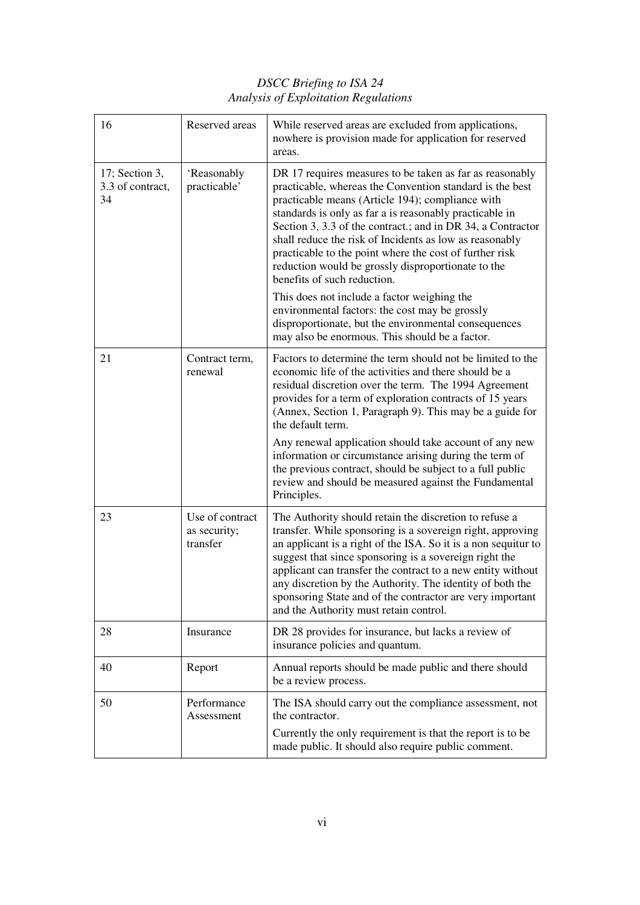| 16 | Reserved areas | While reserved areas are excluded from applications, nowhere is provision made for application for reserved areas. |
|---|---|---|
| 17; Section 3, 3.3 of contract, 34 | 'Reasonably practicable' | DR 17 requires measures to be taken as far as reasonably practicable, whereas the Convention standard is the best practicable means (Article 194); compliance with standards is only as far a is reasonably practicable in Section 3, 3.3 of the contract.; and in DR 34, a Contractor shall reduce the risk of Incidents as low as reasonably practicable to the point where the cost of further risk reduction would be grossly disproportionate to the benefits of such reduction.<br><br>This does not include a factor weighing the environmental factors: the cost may be grossly disproportionate, but the environmental consequences may also be enormous. This should be a factor. |
| 21 | Contract term, renewal | Factors to determine the term should not be limited to the economic life of the activities and there should be a residual discretion over the term. The 1994 Agreement provides for a term of exploration contracts of 15 years (Annex, Section 1, Paragraph 9). This may be a guide for the default term.<br><br>Any renewal application should take account of any new information or circumstance arising during the term of the previous contract, should be subject to a full public review and should be measured against the Fundamental Principles. |
| 23 | Use of contract as security; transfer | The Authority should retain the discretion to refuse a transfer. While sponsoring is a sovereign right, approving an applicant is a right of the ISA. So it is a non sequitur to suggest that since sponsoring is a sovereign right the applicant can transfer the contract to a new entity without any discretion by the Authority. The identity of both the sponsoring State and of the contractor are very important and the Authority must retain control. |
| 28 | Insurance | DR 28 provides for insurance, but lacks a review of insurance policies and quantum. |
| 40 | Report | Annual reports should be made public and there should be a review process. |
| 50 | Performance Assessment | The ISA should carry out the compliance assessment, not the contractor.<br><br>Currently the only requirement is that the report is to be made public. It should also require public comment. |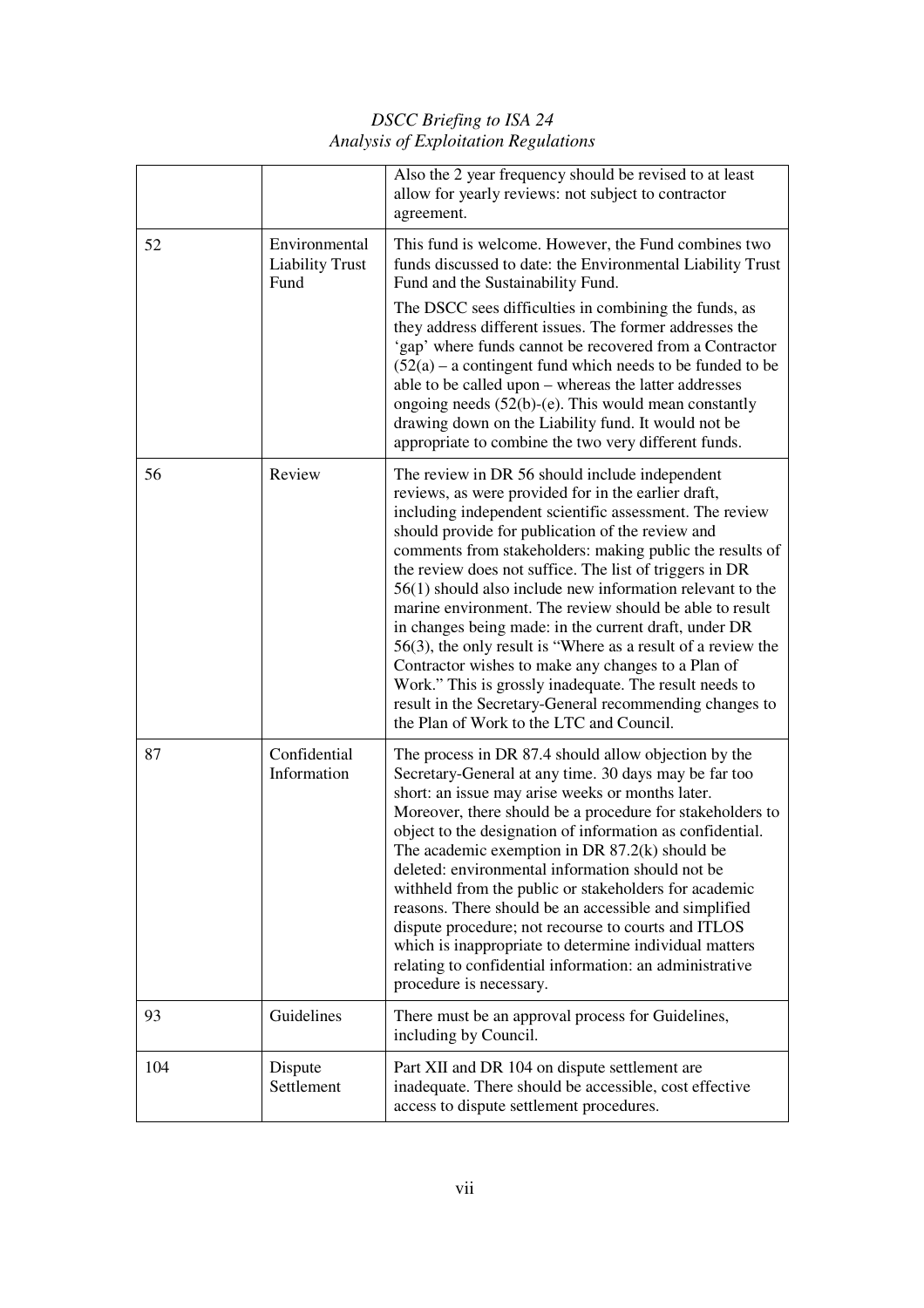|  |  | Also the 2 year frequency should be revised to at least allow for yearly reviews: not subject to contractor agreement. |
|---|---|---|
| 52 | Environmental Liability Trust Fund | This fund is welcome. However, the Fund combines two funds discussed to date: the Environmental Liability Trust Fund and the Sustainability Fund.<br><br>The DSCC sees difficulties in combining the funds, as they address different issues. The former addresses the 'gap' where funds cannot be recovered from a Contractor (52(a) – a contingent fund which needs to be funded to be able to be called upon – whereas the latter addresses ongoing needs (52(b)-(e). This would mean constantly drawing down on the Liability fund. It would not be appropriate to combine the two very different funds. |
| 56 | Review | The review in DR 56 should include independent reviews, as were provided for in the earlier draft, including independent scientific assessment. The review should provide for publication of the review and comments from stakeholders: making public the results of the review does not suffice. The list of triggers in DR 56(1) should also include new information relevant to the marine environment. The review should be able to result in changes being made: in the current draft, under DR 56(3), the only result is "Where as a result of a review the Contractor wishes to make any changes to a Plan of Work." This is grossly inadequate. The result needs to result in the Secretary-General recommending changes to the Plan of Work to the LTC and Council. |
| 87 | Confidential Information | The process in DR 87.4 should allow objection by the Secretary-General at any time. 30 days may be far too short: an issue may arise weeks or months later. Moreover, there should be a procedure for stakeholders to object to the designation of information as confidential. The academic exemption in DR 87.2(k) should be deleted: environmental information should not be withheld from the public or stakeholders for academic reasons. There should be an accessible and simplified dispute procedure; not recourse to courts and ITLOS which is inappropriate to determine individual matters relating to confidential information: an administrative procedure is necessary. |
| 93 | Guidelines | There must be an approval process for Guidelines, including by Council. |
| 104 | Dispute Settlement | Part XII and DR 104 on dispute settlement are inadequate. There should be accessible, cost effective access to dispute settlement procedures. |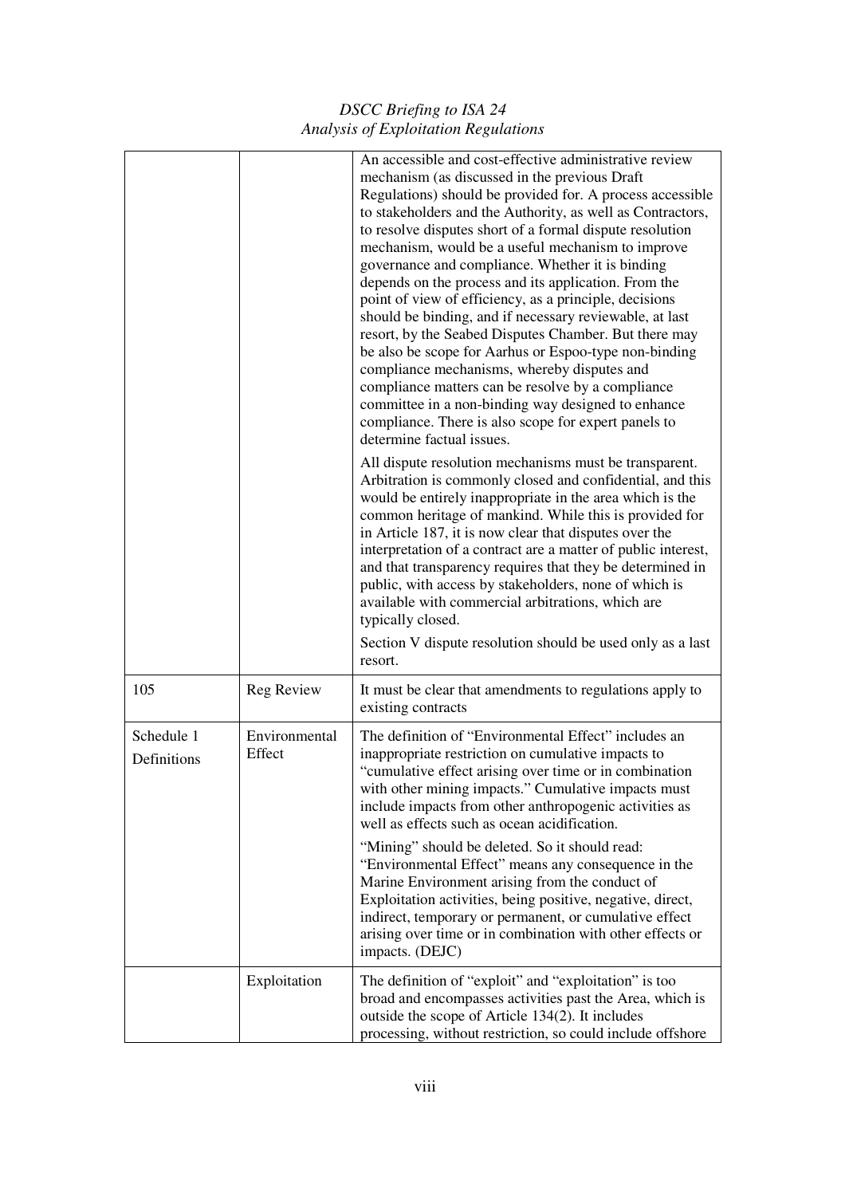| | | |
|---|---|---|
| | | An accessible and cost-effective administrative review mechanism (as discussed in the previous Draft Regulations) should be provided for. A process accessible to stakeholders and the Authority, as well as Contractors, to resolve disputes short of a formal dispute resolution mechanism, would be a useful mechanism to improve governance and compliance. Whether it is binding depends on the process and its application. From the point of view of efficiency, as a principle, decisions should be binding, and if necessary reviewable, at last resort, by the Seabed Disputes Chamber. But there may be also be scope for Aarhus or Espoo-type non-binding compliance mechanisms, whereby disputes and compliance matters can be resolve by a compliance committee in a non-binding way designed to enhance compliance. There is also scope for expert panels to determine factual issues.<br><br>All dispute resolution mechanisms must be transparent. Arbitration is commonly closed and confidential, and this would be entirely inappropriate in the area which is the common heritage of mankind. While this is provided for in Article 187, it is now clear that disputes over the interpretation of a contract are a matter of public interest, and that transparency requires that they be determined in public, with access by stakeholders, none of which is available with commercial arbitrations, which are typically closed.<br><br>Section V dispute resolution should be used only as a last resort. |
| 105 | Reg Review | It must be clear that amendments to regulations apply to existing contracts |
| Schedule 1 Definitions | Environmental Effect | The definition of "Environmental Effect" includes an inappropriate restriction on cumulative impacts to "cumulative effect arising over time or in combination with other mining impacts." Cumulative impacts must include impacts from other anthropogenic activities as well as effects such as ocean acidification.<br><br>"Mining" should be deleted. So it should read: "Environmental Effect" means any consequence in the Marine Environment arising from the conduct of Exploitation activities, being positive, negative, direct, indirect, temporary or permanent, or cumulative effect arising over time or in combination with other effects or impacts. (DEJC) |
| | Exploitation | The definition of "exploit" and "exploitation" is too broad and encompasses activities past the Area, which is outside the scope of Article 134(2). It includes processing, without restriction, so could include offshore |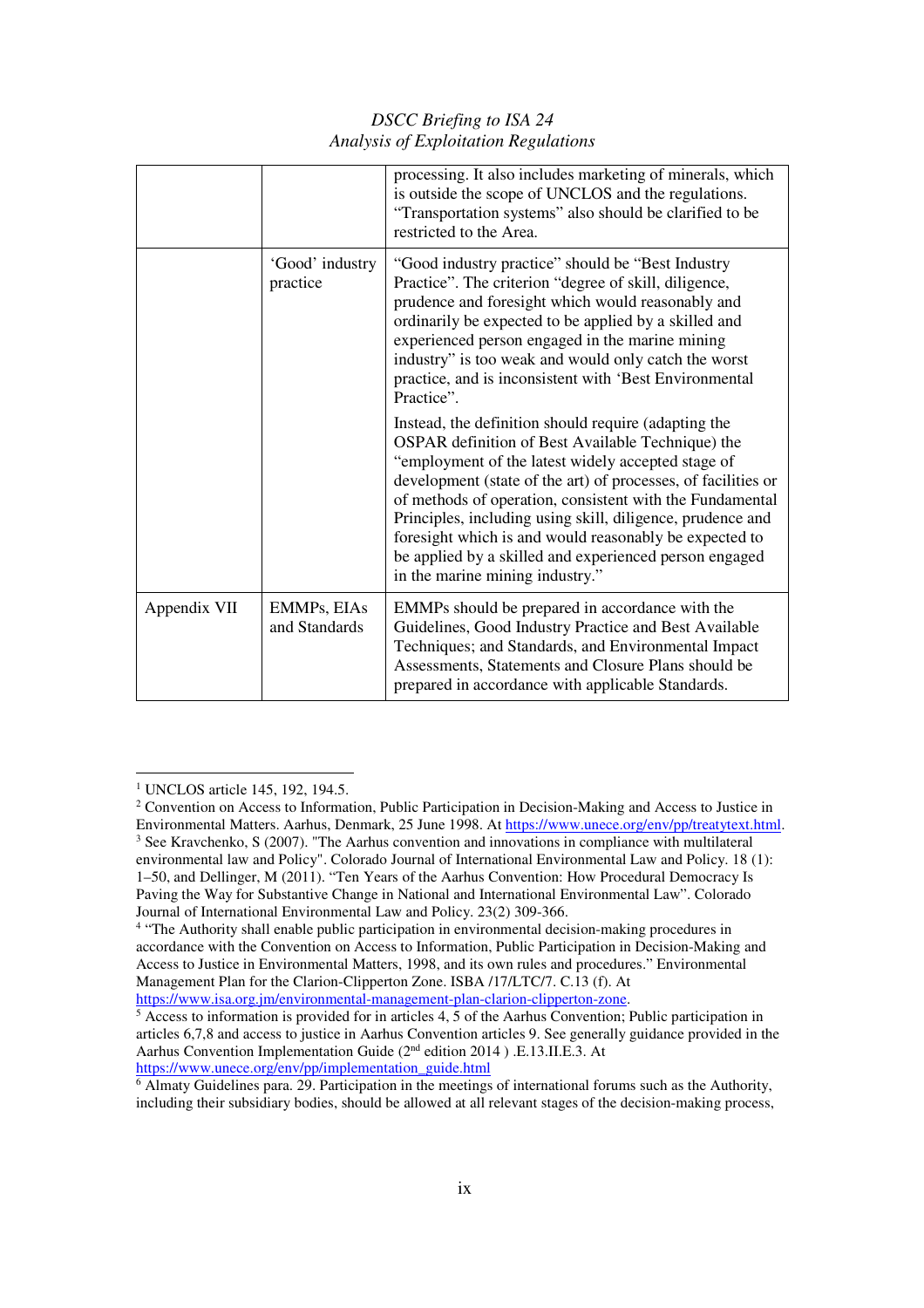| | | |
|---|---|---|
| | | processing. It also includes marketing of minerals, which is outside the scope of UNCLOS and the regulations. "Transportation systems" also should be clarified to be restricted to the Area. |
| | 'Good' industry practice | "Good industry practice" should be "Best Industry Practice". The criterion "degree of skill, diligence, prudence and foresight which would reasonably and ordinarily be expected to be applied by a skilled and experienced person engaged in the marine mining industry" is too weak and would only catch the worst practice, and is inconsistent with 'Best Environmental Practice". <br><br> Instead, the definition should require (adapting the OSPAR definition of Best Available Technique) the "employment of the latest widely accepted stage of development (state of the art) of processes, of facilities or of methods of operation, consistent with the Fundamental Principles, including using skill, diligence, prudence and foresight which is and would reasonably be expected to be applied by a skilled and experienced person engaged in the marine mining industry." |
| Appendix VII | EMMPs, EIAs and Standards | EMMPs should be prepared in accordance with the Guidelines, Good Industry Practice and Best Available Techniques; and Standards, and Environmental Impact Assessments, Statements and Closure Plans should be prepared in accordance with applicable Standards. |

[1] UNCLOS article 145, 192, 194.5.

[2] Convention on Access to Information, Public Participation in Decision-Making and Access to Justice in Environmental Matters. Aarhus, Denmark, 25 June 1998. At https://www.unece.org/env/pp/treatytext.html.

[3] See Kravchenko, S (2007). "The Aarhus convention and innovations in compliance with multilateral environmental law and Policy". Colorado Journal of International Environmental Law and Policy. 18 (1): 1–50, and Dellinger, M (2011). "Ten Years of the Aarhus Convention: How Procedural Democracy Is Paving the Way for Substantive Change in National and International Environmental Law". Colorado Journal of International Environmental Law and Policy. 23(2) 309-366.

[4] "The Authority shall enable public participation in environmental decision-making procedures in accordance with the Convention on Access to Information, Public Participation in Decision-Making and Access to Justice in Environmental Matters, 1998, and its own rules and procedures." Environmental Management Plan for the Clarion-Clipperton Zone. ISBA /17/LTC/7. C.13 (f). At https://www.isa.org.jm/environmental-management-plan-clarion-clipperton-zone.

[5] Access to information is provided for in articles 4, 5 of the Aarhus Convention; Public participation in articles 6,7,8 and access to justice in Aarhus Convention articles 9. See generally guidance provided in the Aarhus Convention Implementation Guide (2nd edition 2014 ) .E.13.II.E.3. At https://www.unece.org/env/pp/implementation_guide.html

[6] Almaty Guidelines para. 29. Participation in the meetings of international forums such as the Authority, including their subsidiary bodies, should be allowed at all relevant stages of the decision-making process,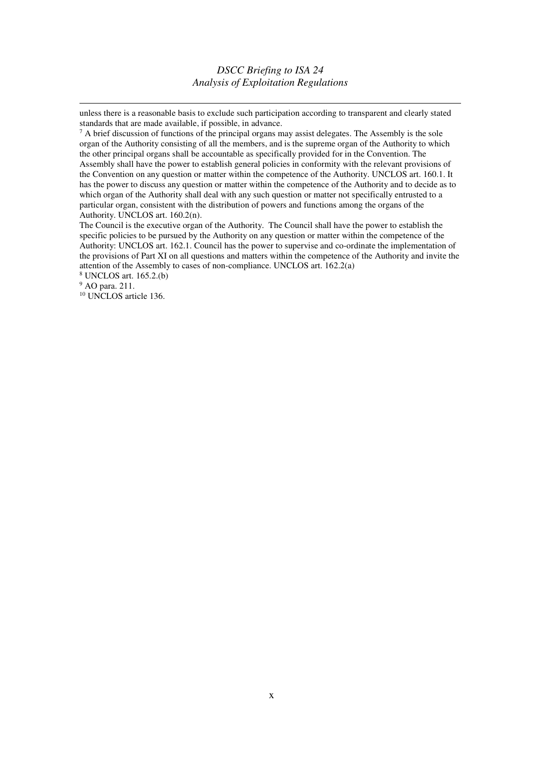unless there is a reasonable basis to exclude such participation according to transparent and clearly stated standards that are made available, if possible, in advance.

[7] A brief discussion of functions of the principal organs may assist delegates. The Assembly is the sole organ of the Authority consisting of all the members, and is the supreme organ of the Authority to which the other principal organs shall be accountable as specifically provided for in the Convention. The Assembly shall have the power to establish general policies in conformity with the relevant provisions of the Convention on any question or matter within the competence of the Authority. UNCLOS art. 160.1. It has the power to discuss any question or matter within the competence of the Authority and to decide as to which organ of the Authority shall deal with any such question or matter not specifically entrusted to a particular organ, consistent with the distribution of powers and functions among the organs of the Authority. UNCLOS art. 160.2(n).

The Council is the executive organ of the Authority. The Council shall have the power to establish the specific policies to be pursued by the Authority on any question or matter within the competence of the Authority: UNCLOS art. 162.1. Council has the power to supervise and co-ordinate the implementation of the provisions of Part XI on all questions and matters within the competence of the Authority and invite the attention of the Assembly to cases of non-compliance. UNCLOS art. 162.2(a)

[8] UNCLOS art. 165.2.(b)

[9] AO para. 211.

[10] UNCLOS article 136.